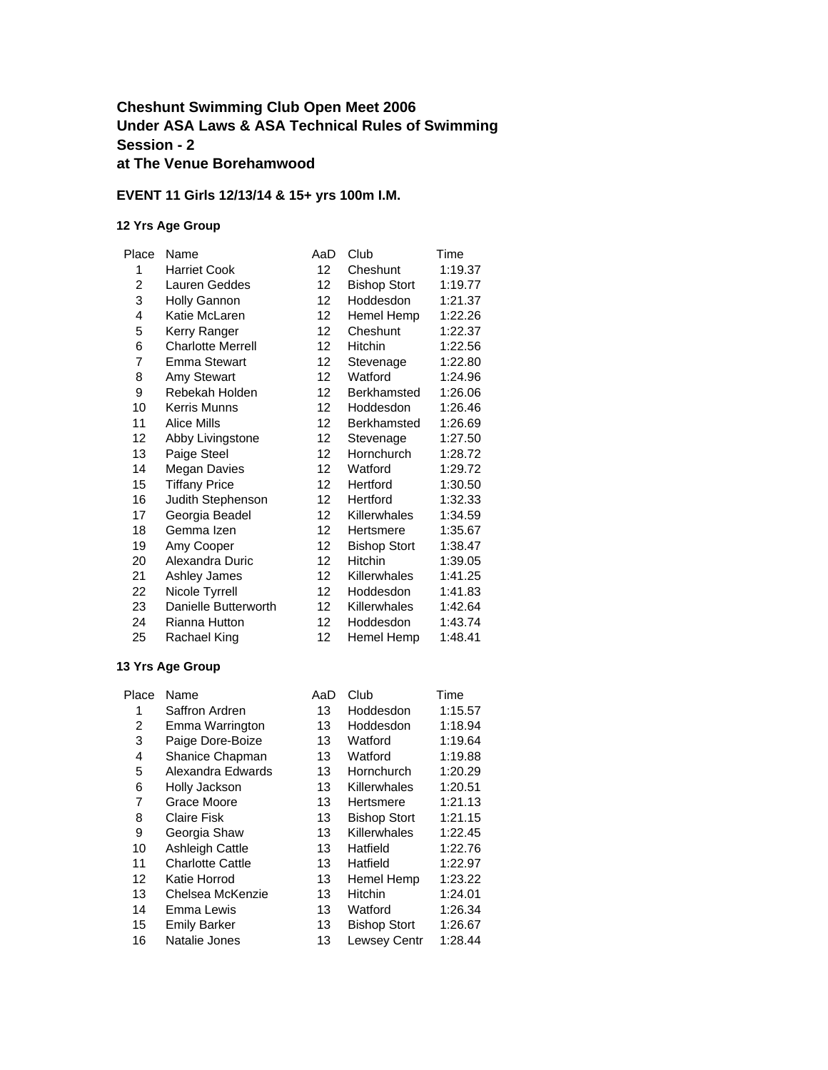**Cheshunt Swimming Club Open Meet 2006**
**Under ASA Laws & ASA Technical Rules of Swimming**
**Session - 2**
**at The Venue Borehamwood**

**EVENT 11 Girls 12/13/14 & 15+ yrs 100m I.M.**

**12 Yrs Age Group**

| Place | Name | AaD | Club | Time |
|---|---|---|---|---|
| 1 | Harriet Cook | 12 | Cheshunt | 1:19.37 |
| 2 | Lauren Geddes | 12 | Bishop Stort | 1:19.77 |
| 3 | Holly Gannon | 12 | Hoddesdon | 1:21.37 |
| 4 | Katie McLaren | 12 | Hemel Hemp | 1:22.26 |
| 5 | Kerry Ranger | 12 | Cheshunt | 1:22.37 |
| 6 | Charlotte Merrell | 12 | Hitchin | 1:22.56 |
| 7 | Emma Stewart | 12 | Stevenage | 1:22.80 |
| 8 | Amy Stewart | 12 | Watford | 1:24.96 |
| 9 | Rebekah Holden | 12 | Berkhamsted | 1:26.06 |
| 10 | Kerris Munns | 12 | Hoddesdon | 1:26.46 |
| 11 | Alice Mills | 12 | Berkhamsted | 1:26.69 |
| 12 | Abby Livingstone | 12 | Stevenage | 1:27.50 |
| 13 | Paige Steel | 12 | Hornchurch | 1:28.72 |
| 14 | Megan Davies | 12 | Watford | 1:29.72 |
| 15 | Tiffany Price | 12 | Hertford | 1:30.50 |
| 16 | Judith Stephenson | 12 | Hertford | 1:32.33 |
| 17 | Georgia Beadel | 12 | Killerwhales | 1:34.59 |
| 18 | Gemma Izen | 12 | Hertsmere | 1:35.67 |
| 19 | Amy Cooper | 12 | Bishop Stort | 1:38.47 |
| 20 | Alexandra Duric | 12 | Hitchin | 1:39.05 |
| 21 | Ashley James | 12 | Killerwhales | 1:41.25 |
| 22 | Nicole Tyrrell | 12 | Hoddesdon | 1:41.83 |
| 23 | Danielle Butterworth | 12 | Killerwhales | 1:42.64 |
| 24 | Rianna Hutton | 12 | Hoddesdon | 1:43.74 |
| 25 | Rachael King | 12 | Hemel Hemp | 1:48.41 |

**13 Yrs Age Group**

| Place | Name | AaD | Club | Time |
|---|---|---|---|---|
| 1 | Saffron Ardren | 13 | Hoddesdon | 1:15.57 |
| 2 | Emma Warrington | 13 | Hoddesdon | 1:18.94 |
| 3 | Paige Dore-Boize | 13 | Watford | 1:19.64 |
| 4 | Shanice Chapman | 13 | Watford | 1:19.88 |
| 5 | Alexandra Edwards | 13 | Hornchurch | 1:20.29 |
| 6 | Holly Jackson | 13 | Killerwhales | 1:20.51 |
| 7 | Grace Moore | 13 | Hertsmere | 1:21.13 |
| 8 | Claire Fisk | 13 | Bishop Stort | 1:21.15 |
| 9 | Georgia Shaw | 13 | Killerwhales | 1:22.45 |
| 10 | Ashleigh Cattle | 13 | Hatfield | 1:22.76 |
| 11 | Charlotte Cattle | 13 | Hatfield | 1:22.97 |
| 12 | Katie Horrod | 13 | Hemel Hemp | 1:23.22 |
| 13 | Chelsea McKenzie | 13 | Hitchin | 1:24.01 |
| 14 | Emma Lewis | 13 | Watford | 1:26.34 |
| 15 | Emily Barker | 13 | Bishop Stort | 1:26.67 |
| 16 | Natalie Jones | 13 | Lewsey Centr | 1:28.44 |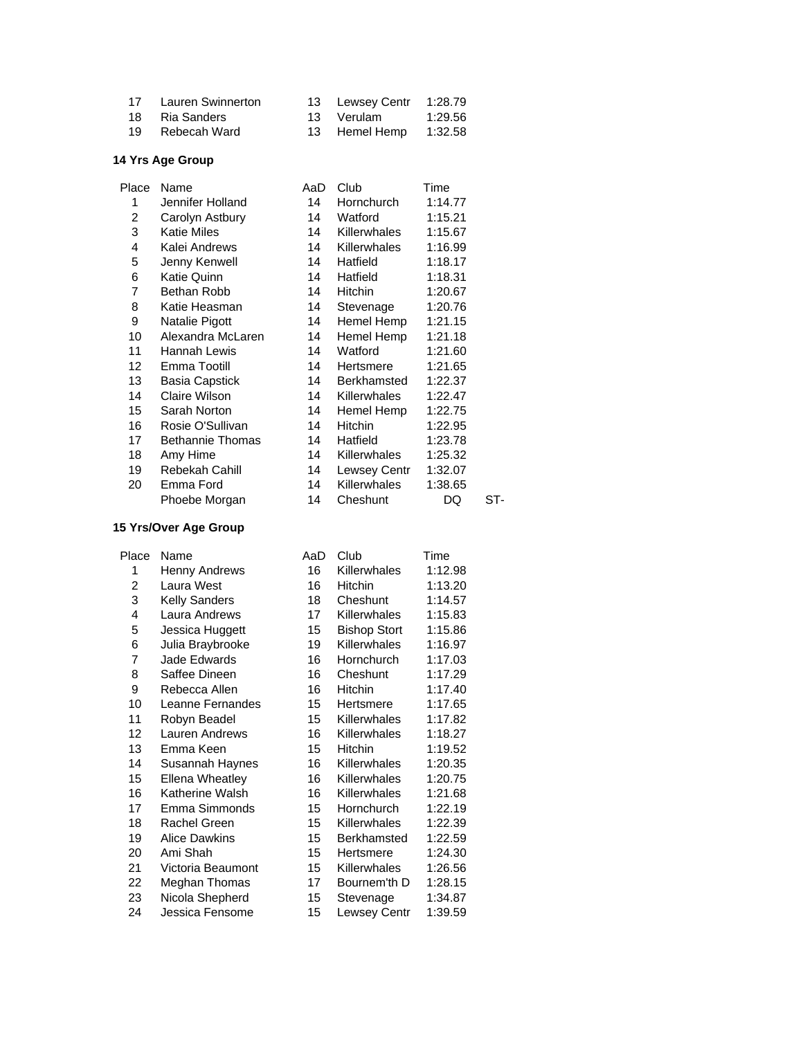| | | | | |
|---|---|---|---|---|
| 17 | Lauren Swinnerton | 13 | Lewsey Centr | 1:28.79 |
| 18 | Ria Sanders | 13 | Verulam | 1:29.56 |
| 19 | Rebecah Ward | 13 | Hemel Hemp | 1:32.58 |

**14 Yrs Age Group**

| Place | Name | AaD | Club | Time | |
|---|---|---|---|---|---|
| 1 | Jennifer Holland | 14 | Hornchurch | 1:14.77 | |
| 2 | Carolyn Astbury | 14 | Watford | 1:15.21 | |
| 3 | Katie Miles | 14 | Killerwhales | 1:15.67 | |
| 4 | Kalei Andrews | 14 | Killerwhales | 1:16.99 | |
| 5 | Jenny Kenwell | 14 | Hatfield | 1:18.17 | |
| 6 | Katie Quinn | 14 | Hatfield | 1:18.31 | |
| 7 | Bethan Robb | 14 | Hitchin | 1:20.67 | |
| 8 | Katie Heasman | 14 | Stevenage | 1:20.76 | |
| 9 | Natalie Pigott | 14 | Hemel Hemp | 1:21.15 | |
| 10 | Alexandra McLaren | 14 | Hemel Hemp | 1:21.18 | |
| 11 | Hannah Lewis | 14 | Watford | 1:21.60 | |
| 12 | Emma Tootill | 14 | Hertsmere | 1:21.65 | |
| 13 | Basia Capstick | 14 | Berkhamsted | 1:22.37 | |
| 14 | Claire Wilson | 14 | Killerwhales | 1:22.47 | |
| 15 | Sarah Norton | 14 | Hemel Hemp | 1:22.75 | |
| 16 | Rosie O'Sullivan | 14 | Hitchin | 1:22.95 | |
| 17 | Bethannie Thomas | 14 | Hatfield | 1:23.78 | |
| 18 | Amy Hime | 14 | Killerwhales | 1:25.32 | |
| 19 | Rebekah Cahill | 14 | Lewsey Centr | 1:32.07 | |
| 20 | Emma Ford | 14 | Killerwhales | 1:38.65 | |
| | Phoebe Morgan | 14 | Cheshunt | DQ | ST- |

**15 Yrs/Over Age Group**

| Place | Name | AaD | Club | Time |
|---|---|---|---|---|
| 1 | Henny Andrews | 16 | Killerwhales | 1:12.98 |
| 2 | Laura West | 16 | Hitchin | 1:13.20 |
| 3 | Kelly Sanders | 18 | Cheshunt | 1:14.57 |
| 4 | Laura Andrews | 17 | Killerwhales | 1:15.83 |
| 5 | Jessica Huggett | 15 | Bishop Stort | 1:15.86 |
| 6 | Julia Braybrooke | 19 | Killerwhales | 1:16.97 |
| 7 | Jade Edwards | 16 | Hornchurch | 1:17.03 |
| 8 | Saffee Dineen | 16 | Cheshunt | 1:17.29 |
| 9 | Rebecca Allen | 16 | Hitchin | 1:17.40 |
| 10 | Leanne Fernandes | 15 | Hertsmere | 1:17.65 |
| 11 | Robyn Beadel | 15 | Killerwhales | 1:17.82 |
| 12 | Lauren Andrews | 16 | Killerwhales | 1:18.27 |
| 13 | Emma Keen | 15 | Hitchin | 1:19.52 |
| 14 | Susannah Haynes | 16 | Killerwhales | 1:20.35 |
| 15 | Ellena Wheatley | 16 | Killerwhales | 1:20.75 |
| 16 | Katherine Walsh | 16 | Killerwhales | 1:21.68 |
| 17 | Emma Simmonds | 15 | Hornchurch | 1:22.19 |
| 18 | Rachel Green | 15 | Killerwhales | 1:22.39 |
| 19 | Alice Dawkins | 15 | Berkhamsted | 1:22.59 |
| 20 | Ami Shah | 15 | Hertsmere | 1:24.30 |
| 21 | Victoria Beaumont | 15 | Killerwhales | 1:26.56 |
| 22 | Meghan Thomas | 17 | Bournem'th D | 1:28.15 |
| 23 | Nicola Shepherd | 15 | Stevenage | 1:34.87 |
| 24 | Jessica Fensome | 15 | Lewsey Centr | 1:39.59 |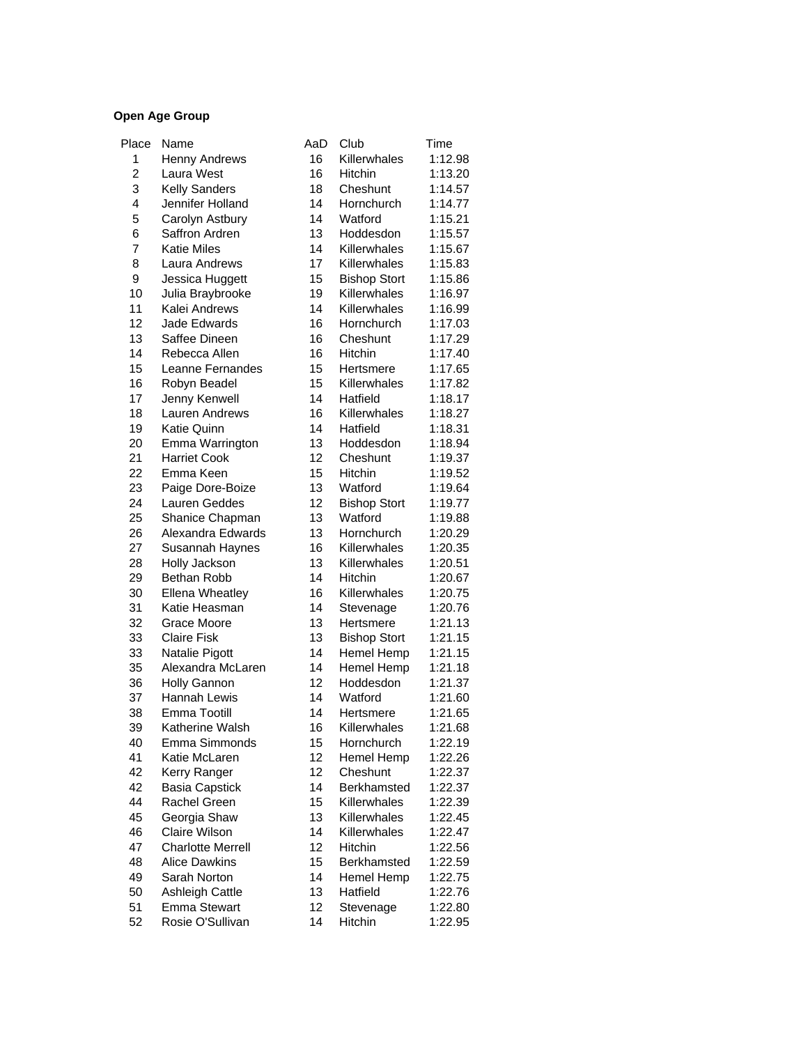**Open Age Group**

| Place | Name | AaD | Club | Time |
|---|---|---|---|---|
| 1 | Henny Andrews | 16 | Killerwhales | 1:12.98 |
| 2 | Laura West | 16 | Hitchin | 1:13.20 |
| 3 | Kelly Sanders | 18 | Cheshunt | 1:14.57 |
| 4 | Jennifer Holland | 14 | Hornchurch | 1:14.77 |
| 5 | Carolyn Astbury | 14 | Watford | 1:15.21 |
| 6 | Saffron Ardren | 13 | Hoddesdon | 1:15.57 |
| 7 | Katie Miles | 14 | Killerwhales | 1:15.67 |
| 8 | Laura Andrews | 17 | Killerwhales | 1:15.83 |
| 9 | Jessica Huggett | 15 | Bishop Stort | 1:15.86 |
| 10 | Julia Braybrooke | 19 | Killerwhales | 1:16.97 |
| 11 | Kalei Andrews | 14 | Killerwhales | 1:16.99 |
| 12 | Jade Edwards | 16 | Hornchurch | 1:17.03 |
| 13 | Saffee Dineen | 16 | Cheshunt | 1:17.29 |
| 14 | Rebecca Allen | 16 | Hitchin | 1:17.40 |
| 15 | Leanne Fernandes | 15 | Hertsmere | 1:17.65 |
| 16 | Robyn Beadel | 15 | Killerwhales | 1:17.82 |
| 17 | Jenny Kenwell | 14 | Hatfield | 1:18.17 |
| 18 | Lauren Andrews | 16 | Killerwhales | 1:18.27 |
| 19 | Katie Quinn | 14 | Hatfield | 1:18.31 |
| 20 | Emma Warrington | 13 | Hoddesdon | 1:18.94 |
| 21 | Harriet Cook | 12 | Cheshunt | 1:19.37 |
| 22 | Emma Keen | 15 | Hitchin | 1:19.52 |
| 23 | Paige Dore-Boize | 13 | Watford | 1:19.64 |
| 24 | Lauren Geddes | 12 | Bishop Stort | 1:19.77 |
| 25 | Shanice Chapman | 13 | Watford | 1:19.88 |
| 26 | Alexandra Edwards | 13 | Hornchurch | 1:20.29 |
| 27 | Susannah Haynes | 16 | Killerwhales | 1:20.35 |
| 28 | Holly Jackson | 13 | Killerwhales | 1:20.51 |
| 29 | Bethan Robb | 14 | Hitchin | 1:20.67 |
| 30 | Ellena Wheatley | 16 | Killerwhales | 1:20.75 |
| 31 | Katie Heasman | 14 | Stevenage | 1:20.76 |
| 32 | Grace Moore | 13 | Hertsmere | 1:21.13 |
| 33 | Claire Fisk | 13 | Bishop Stort | 1:21.15 |
| 33 | Natalie Pigott | 14 | Hemel Hemp | 1:21.15 |
| 35 | Alexandra McLaren | 14 | Hemel Hemp | 1:21.18 |
| 36 | Holly Gannon | 12 | Hoddesdon | 1:21.37 |
| 37 | Hannah Lewis | 14 | Watford | 1:21.60 |
| 38 | Emma Tootill | 14 | Hertsmere | 1:21.65 |
| 39 | Katherine Walsh | 16 | Killerwhales | 1:21.68 |
| 40 | Emma Simmonds | 15 | Hornchurch | 1:22.19 |
| 41 | Katie McLaren | 12 | Hemel Hemp | 1:22.26 |
| 42 | Kerry Ranger | 12 | Cheshunt | 1:22.37 |
| 42 | Basia Capstick | 14 | Berkhamsted | 1:22.37 |
| 44 | Rachel Green | 15 | Killerwhales | 1:22.39 |
| 45 | Georgia Shaw | 13 | Killerwhales | 1:22.45 |
| 46 | Claire Wilson | 14 | Killerwhales | 1:22.47 |
| 47 | Charlotte Merrell | 12 | Hitchin | 1:22.56 |
| 48 | Alice Dawkins | 15 | Berkhamsted | 1:22.59 |
| 49 | Sarah Norton | 14 | Hemel Hemp | 1:22.75 |
| 50 | Ashleigh Cattle | 13 | Hatfield | 1:22.76 |
| 51 | Emma Stewart | 12 | Stevenage | 1:22.80 |
| 52 | Rosie O'Sullivan | 14 | Hitchin | 1:22.95 |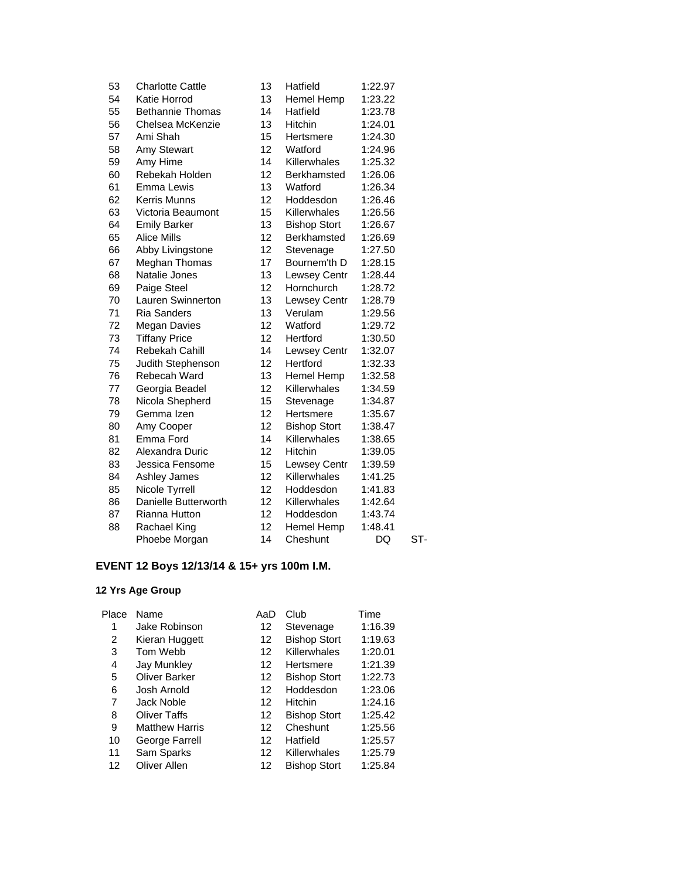| | | | | | |
|---|---|---|---|---|---|
| 53 | Charlotte Cattle | 13 | Hatfield | 1:22.97 | |
| 54 | Katie Horrod | 13 | Hemel Hemp | 1:23.22 | |
| 55 | Bethannie Thomas | 14 | Hatfield | 1:23.78 | |
| 56 | Chelsea McKenzie | 13 | Hitchin | 1:24.01 | |
| 57 | Ami Shah | 15 | Hertsmere | 1:24.30 | |
| 58 | Amy Stewart | 12 | Watford | 1:24.96 | |
| 59 | Amy Hime | 14 | Killerwhales | 1:25.32 | |
| 60 | Rebekah Holden | 12 | Berkhamsted | 1:26.06 | |
| 61 | Emma Lewis | 13 | Watford | 1:26.34 | |
| 62 | Kerris Munns | 12 | Hoddesdon | 1:26.46 | |
| 63 | Victoria Beaumont | 15 | Killerwhales | 1:26.56 | |
| 64 | Emily Barker | 13 | Bishop Stort | 1:26.67 | |
| 65 | Alice Mills | 12 | Berkhamsted | 1:26.69 | |
| 66 | Abby Livingstone | 12 | Stevenage | 1:27.50 | |
| 67 | Meghan Thomas | 17 | Bournem'th D | 1:28.15 | |
| 68 | Natalie Jones | 13 | Lewsey Centr | 1:28.44 | |
| 69 | Paige Steel | 12 | Hornchurch | 1:28.72 | |
| 70 | Lauren Swinnerton | 13 | Lewsey Centr | 1:28.79 | |
| 71 | Ria Sanders | 13 | Verulam | 1:29.56 | |
| 72 | Megan Davies | 12 | Watford | 1:29.72 | |
| 73 | Tiffany Price | 12 | Hertford | 1:30.50 | |
| 74 | Rebekah Cahill | 14 | Lewsey Centr | 1:32.07 | |
| 75 | Judith Stephenson | 12 | Hertford | 1:32.33 | |
| 76 | Rebecah Ward | 13 | Hemel Hemp | 1:32.58 | |
| 77 | Georgia Beadel | 12 | Killerwhales | 1:34.59 | |
| 78 | Nicola Shepherd | 15 | Stevenage | 1:34.87 | |
| 79 | Gemma Izen | 12 | Hertsmere | 1:35.67 | |
| 80 | Amy Cooper | 12 | Bishop Stort | 1:38.47 | |
| 81 | Emma Ford | 14 | Killerwhales | 1:38.65 | |
| 82 | Alexandra Duric | 12 | Hitchin | 1:39.05 | |
| 83 | Jessica Fensome | 15 | Lewsey Centr | 1:39.59 | |
| 84 | Ashley James | 12 | Killerwhales | 1:41.25 | |
| 85 | Nicole Tyrrell | 12 | Hoddesdon | 1:41.83 | |
| 86 | Danielle Butterworth | 12 | Killerwhales | 1:42.64 | |
| 87 | Rianna Hutton | 12 | Hoddesdon | 1:43.74 | |
| 88 | Rachael King | 12 | Hemel Hemp | 1:48.41 | |
| | Phoebe Morgan | 14 | Cheshunt | DQ | ST- |

## EVENT 12 Boys 12/13/14 & 15+ yrs 100m I.M.

### 12 Yrs Age Group

| Place | Name | AaD | Club | Time |
|---|---|---|---|---|
| 1 | Jake Robinson | 12 | Stevenage | 1:16.39 |
| 2 | Kieran Huggett | 12 | Bishop Stort | 1:19.63 |
| 3 | Tom Webb | 12 | Killerwhales | 1:20.01 |
| 4 | Jay Munkley | 12 | Hertsmere | 1:21.39 |
| 5 | Oliver Barker | 12 | Bishop Stort | 1:22.73 |
| 6 | Josh Arnold | 12 | Hoddesdon | 1:23.06 |
| 7 | Jack Noble | 12 | Hitchin | 1:24.16 |
| 8 | Oliver Taffs | 12 | Bishop Stort | 1:25.42 |
| 9 | Matthew Harris | 12 | Cheshunt | 1:25.56 |
| 10 | George Farrell | 12 | Hatfield | 1:25.57 |
| 11 | Sam Sparks | 12 | Killerwhales | 1:25.79 |
| 12 | Oliver Allen | 12 | Bishop Stort | 1:25.84 |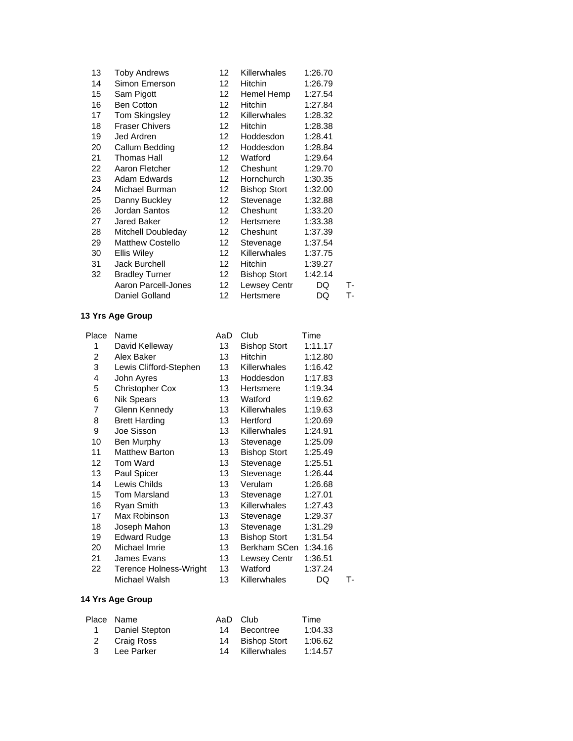| Place | Name | AaD | Club | Time | |
|---|---|---|---|---|---|
| 13 | Toby Andrews | 12 | Killerwhales | 1:26.70 | |
| 14 | Simon Emerson | 12 | Hitchin | 1:26.79 | |
| 15 | Sam Pigott | 12 | Hemel Hemp | 1:27.54 | |
| 16 | Ben Cotton | 12 | Hitchin | 1:27.84 | |
| 17 | Tom Skingsley | 12 | Killerwhales | 1:28.32 | |
| 18 | Fraser Chivers | 12 | Hitchin | 1:28.38 | |
| 19 | Jed Ardren | 12 | Hoddesdon | 1:28.41 | |
| 20 | Callum Bedding | 12 | Hoddesdon | 1:28.84 | |
| 21 | Thomas Hall | 12 | Watford | 1:29.64 | |
| 22 | Aaron Fletcher | 12 | Cheshunt | 1:29.70 | |
| 23 | Adam Edwards | 12 | Hornchurch | 1:30.35 | |
| 24 | Michael Burman | 12 | Bishop Stort | 1:32.00 | |
| 25 | Danny Buckley | 12 | Stevenage | 1:32.88 | |
| 26 | Jordan Santos | 12 | Cheshunt | 1:33.20 | |
| 27 | Jared Baker | 12 | Hertsmere | 1:33.38 | |
| 28 | Mitchell Doubleday | 12 | Cheshunt | 1:37.39 | |
| 29 | Matthew Costello | 12 | Stevenage | 1:37.54 | |
| 30 | Ellis Wiley | 12 | Killerwhales | 1:37.75 | |
| 31 | Jack Burchell | 12 | Hitchin | 1:39.27 | |
| 32 | Bradley Turner | 12 | Bishop Stort | 1:42.14 | |
| | Aaron Parcell-Jones | 12 | Lewsey Centr | DQ | T- |
| | Daniel Golland | 12 | Hertsmere | DQ | T- |

**13 Yrs Age Group**

| Place | Name | AaD | Club | Time | |
|---|---|---|---|---|---|
| 1 | David Kelleway | 13 | Bishop Stort | 1:11.17 | |
| 2 | Alex Baker | 13 | Hitchin | 1:12.80 | |
| 3 | Lewis Clifford-Stephen | 13 | Killerwhales | 1:16.42 | |
| 4 | John Ayres | 13 | Hoddesdon | 1:17.83 | |
| 5 | Christopher Cox | 13 | Hertsmere | 1:19.34 | |
| 6 | Nik Spears | 13 | Watford | 1:19.62 | |
| 7 | Glenn Kennedy | 13 | Killerwhales | 1:19.63 | |
| 8 | Brett Harding | 13 | Hertford | 1:20.69 | |
| 9 | Joe Sisson | 13 | Killerwhales | 1:24.91 | |
| 10 | Ben Murphy | 13 | Stevenage | 1:25.09 | |
| 11 | Matthew Barton | 13 | Bishop Stort | 1:25.49 | |
| 12 | Tom Ward | 13 | Stevenage | 1:25.51 | |
| 13 | Paul Spicer | 13 | Stevenage | 1:26.44 | |
| 14 | Lewis Childs | 13 | Verulam | 1:26.68 | |
| 15 | Tom Marsland | 13 | Stevenage | 1:27.01 | |
| 16 | Ryan Smith | 13 | Killerwhales | 1:27.43 | |
| 17 | Max Robinson | 13 | Stevenage | 1:29.37 | |
| 18 | Joseph Mahon | 13 | Stevenage | 1:31.29 | |
| 19 | Edward Rudge | 13 | Bishop Stort | 1:31.54 | |
| 20 | Michael Imrie | 13 | Berkham SCen | 1:34.16 | |
| 21 | James Evans | 13 | Lewsey Centr | 1:36.51 | |
| 22 | Terence Holness-Wright | 13 | Watford | 1:37.24 | |
| | Michael Walsh | 13 | Killerwhales | DQ | T- |

**14 Yrs Age Group**

| Place | Name | AaD | Club | Time |
|---|---|---|---|---|
| 1 | Daniel Stepton | 14 | Becontree | 1:04.33 |
| 2 | Craig Ross | 14 | Bishop Stort | 1:06.62 |
| 3 | Lee Parker | 14 | Killerwhales | 1:14.57 |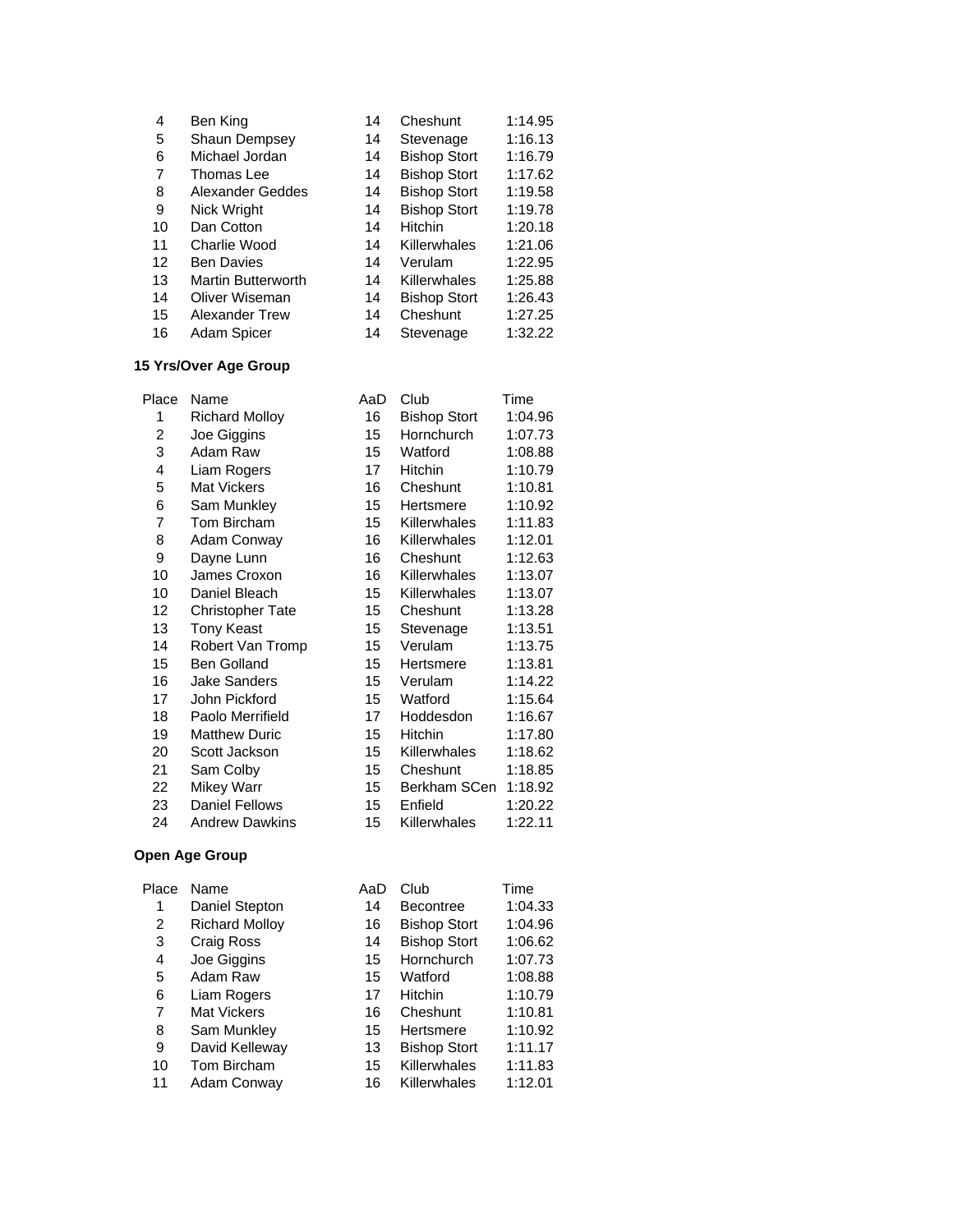| Place | Name | AaD | Club | Time |
|---|---|---|---|---|
| 4 | Ben King | 14 | Cheshunt | 1:14.95 |
| 5 | Shaun Dempsey | 14 | Stevenage | 1:16.13 |
| 6 | Michael Jordan | 14 | Bishop Stort | 1:16.79 |
| 7 | Thomas Lee | 14 | Bishop Stort | 1:17.62 |
| 8 | Alexander Geddes | 14 | Bishop Stort | 1:19.58 |
| 9 | Nick Wright | 14 | Bishop Stort | 1:19.78 |
| 10 | Dan Cotton | 14 | Hitchin | 1:20.18 |
| 11 | Charlie Wood | 14 | Killerwhales | 1:21.06 |
| 12 | Ben Davies | 14 | Verulam | 1:22.95 |
| 13 | Martin Butterworth | 14 | Killerwhales | 1:25.88 |
| 14 | Oliver Wiseman | 14 | Bishop Stort | 1:26.43 |
| 15 | Alexander Trew | 14 | Cheshunt | 1:27.25 |
| 16 | Adam Spicer | 14 | Stevenage | 1:32.22 |

**15 Yrs/Over Age Group**

| Place | Name | AaD | Club | Time |
|---|---|---|---|---|
| 1 | Richard Molloy | 16 | Bishop Stort | 1:04.96 |
| 2 | Joe Giggins | 15 | Hornchurch | 1:07.73 |
| 3 | Adam Raw | 15 | Watford | 1:08.88 |
| 4 | Liam Rogers | 17 | Hitchin | 1:10.79 |
| 5 | Mat Vickers | 16 | Cheshunt | 1:10.81 |
| 6 | Sam Munkley | 15 | Hertsmere | 1:10.92 |
| 7 | Tom Bircham | 15 | Killerwhales | 1:11.83 |
| 8 | Adam Conway | 16 | Killerwhales | 1:12.01 |
| 9 | Dayne Lunn | 16 | Cheshunt | 1:12.63 |
| 10 | James Croxon | 16 | Killerwhales | 1:13.07 |
| 10 | Daniel Bleach | 15 | Killerwhales | 1:13.07 |
| 12 | Christopher Tate | 15 | Cheshunt | 1:13.28 |
| 13 | Tony Keast | 15 | Stevenage | 1:13.51 |
| 14 | Robert Van Tromp | 15 | Verulam | 1:13.75 |
| 15 | Ben Golland | 15 | Hertsmere | 1:13.81 |
| 16 | Jake Sanders | 15 | Verulam | 1:14.22 |
| 17 | John Pickford | 15 | Watford | 1:15.64 |
| 18 | Paolo Merrifield | 17 | Hoddesdon | 1:16.67 |
| 19 | Matthew Duric | 15 | Hitchin | 1:17.80 |
| 20 | Scott Jackson | 15 | Killerwhales | 1:18.62 |
| 21 | Sam Colby | 15 | Cheshunt | 1:18.85 |
| 22 | Mikey Warr | 15 | Berkham SCen | 1:18.92 |
| 23 | Daniel Fellows | 15 | Enfield | 1:20.22 |
| 24 | Andrew Dawkins | 15 | Killerwhales | 1:22.11 |

**Open Age Group**

| Place | Name | AaD | Club | Time |
|---|---|---|---|---|
| 1 | Daniel Stepton | 14 | Becontree | 1:04.33 |
| 2 | Richard Molloy | 16 | Bishop Stort | 1:04.96 |
| 3 | Craig Ross | 14 | Bishop Stort | 1:06.62 |
| 4 | Joe Giggins | 15 | Hornchurch | 1:07.73 |
| 5 | Adam Raw | 15 | Watford | 1:08.88 |
| 6 | Liam Rogers | 17 | Hitchin | 1:10.79 |
| 7 | Mat Vickers | 16 | Cheshunt | 1:10.81 |
| 8 | Sam Munkley | 15 | Hertsmere | 1:10.92 |
| 9 | David Kelleway | 13 | Bishop Stort | 1:11.17 |
| 10 | Tom Bircham | 15 | Killerwhales | 1:11.83 |
| 11 | Adam Conway | 16 | Killerwhales | 1:12.01 |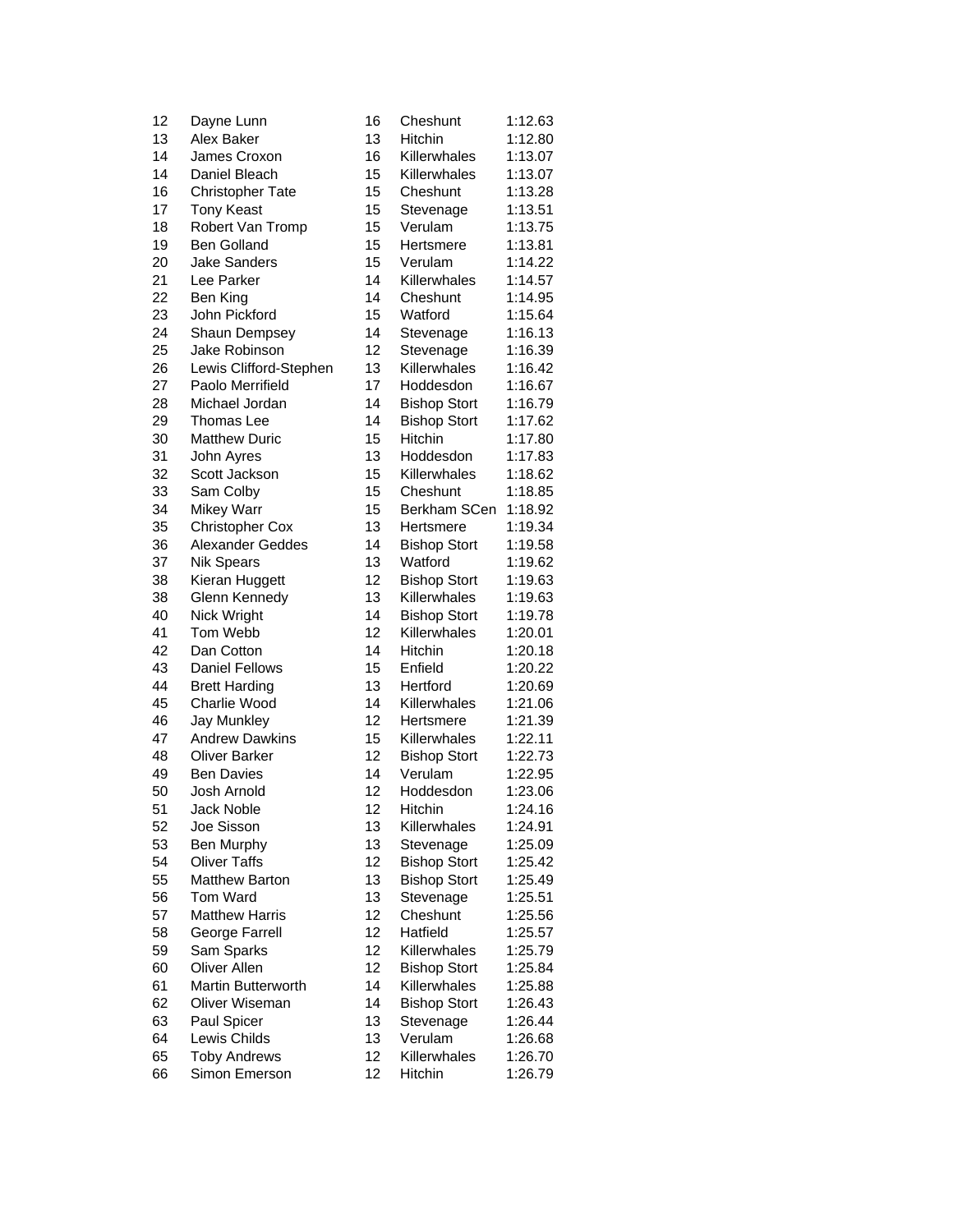| | | | | |
|---|---|---|---|---|
| 12 | Dayne Lunn | 16 | Cheshunt | 1:12.63 |
| 13 | Alex Baker | 13 | Hitchin | 1:12.80 |
| 14 | James Croxon | 16 | Killerwhales | 1:13.07 |
| 14 | Daniel Bleach | 15 | Killerwhales | 1:13.07 |
| 16 | Christopher Tate | 15 | Cheshunt | 1:13.28 |
| 17 | Tony Keast | 15 | Stevenage | 1:13.51 |
| 18 | Robert Van Tromp | 15 | Verulam | 1:13.75 |
| 19 | Ben Golland | 15 | Hertsmere | 1:13.81 |
| 20 | Jake Sanders | 15 | Verulam | 1:14.22 |
| 21 | Lee Parker | 14 | Killerwhales | 1:14.57 |
| 22 | Ben King | 14 | Cheshunt | 1:14.95 |
| 23 | John Pickford | 15 | Watford | 1:15.64 |
| 24 | Shaun Dempsey | 14 | Stevenage | 1:16.13 |
| 25 | Jake Robinson | 12 | Stevenage | 1:16.39 |
| 26 | Lewis Clifford-Stephen | 13 | Killerwhales | 1:16.42 |
| 27 | Paolo Merrifield | 17 | Hoddesdon | 1:16.67 |
| 28 | Michael Jordan | 14 | Bishop Stort | 1:16.79 |
| 29 | Thomas Lee | 14 | Bishop Stort | 1:17.62 |
| 30 | Matthew Duric | 15 | Hitchin | 1:17.80 |
| 31 | John Ayres | 13 | Hoddesdon | 1:17.83 |
| 32 | Scott Jackson | 15 | Killerwhales | 1:18.62 |
| 33 | Sam Colby | 15 | Cheshunt | 1:18.85 |
| 34 | Mikey Warr | 15 | Berkham SCen | 1:18.92 |
| 35 | Christopher Cox | 13 | Hertsmere | 1:19.34 |
| 36 | Alexander Geddes | 14 | Bishop Stort | 1:19.58 |
| 37 | Nik Spears | 13 | Watford | 1:19.62 |
| 38 | Kieran Huggett | 12 | Bishop Stort | 1:19.63 |
| 38 | Glenn Kennedy | 13 | Killerwhales | 1:19.63 |
| 40 | Nick Wright | 14 | Bishop Stort | 1:19.78 |
| 41 | Tom Webb | 12 | Killerwhales | 1:20.01 |
| 42 | Dan Cotton | 14 | Hitchin | 1:20.18 |
| 43 | Daniel Fellows | 15 | Enfield | 1:20.22 |
| 44 | Brett Harding | 13 | Hertford | 1:20.69 |
| 45 | Charlie Wood | 14 | Killerwhales | 1:21.06 |
| 46 | Jay Munkley | 12 | Hertsmere | 1:21.39 |
| 47 | Andrew Dawkins | 15 | Killerwhales | 1:22.11 |
| 48 | Oliver Barker | 12 | Bishop Stort | 1:22.73 |
| 49 | Ben Davies | 14 | Verulam | 1:22.95 |
| 50 | Josh Arnold | 12 | Hoddesdon | 1:23.06 |
| 51 | Jack Noble | 12 | Hitchin | 1:24.16 |
| 52 | Joe Sisson | 13 | Killerwhales | 1:24.91 |
| 53 | Ben Murphy | 13 | Stevenage | 1:25.09 |
| 54 | Oliver Taffs | 12 | Bishop Stort | 1:25.42 |
| 55 | Matthew Barton | 13 | Bishop Stort | 1:25.49 |
| 56 | Tom Ward | 13 | Stevenage | 1:25.51 |
| 57 | Matthew Harris | 12 | Cheshunt | 1:25.56 |
| 58 | George Farrell | 12 | Hatfield | 1:25.57 |
| 59 | Sam Sparks | 12 | Killerwhales | 1:25.79 |
| 60 | Oliver Allen | 12 | Bishop Stort | 1:25.84 |
| 61 | Martin Butterworth | 14 | Killerwhales | 1:25.88 |
| 62 | Oliver Wiseman | 14 | Bishop Stort | 1:26.43 |
| 63 | Paul Spicer | 13 | Stevenage | 1:26.44 |
| 64 | Lewis Childs | 13 | Verulam | 1:26.68 |
| 65 | Toby Andrews | 12 | Killerwhales | 1:26.70 |
| 66 | Simon Emerson | 12 | Hitchin | 1:26.79 |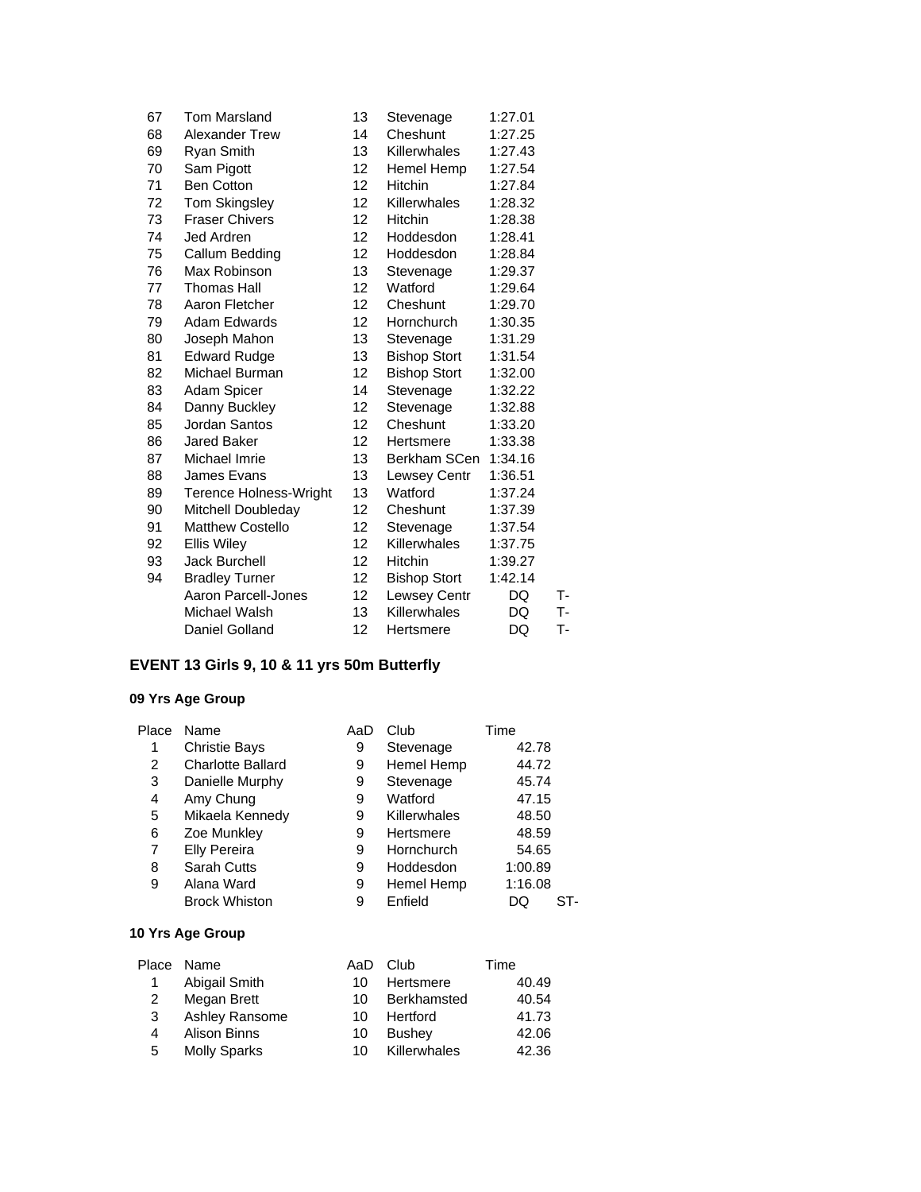| Place | Name | AaD | Club | Time | |
|---|---|---|---|---|---|
| 67 | Tom Marsland | 13 | Stevenage | 1:27.01 | |
| 68 | Alexander Trew | 14 | Cheshunt | 1:27.25 | |
| 69 | Ryan Smith | 13 | Killerwhales | 1:27.43 | |
| 70 | Sam Pigott | 12 | Hemel Hemp | 1:27.54 | |
| 71 | Ben Cotton | 12 | Hitchin | 1:27.84 | |
| 72 | Tom Skingsley | 12 | Killerwhales | 1:28.32 | |
| 73 | Fraser Chivers | 12 | Hitchin | 1:28.38 | |
| 74 | Jed Ardren | 12 | Hoddesdon | 1:28.41 | |
| 75 | Callum Bedding | 12 | Hoddesdon | 1:28.84 | |
| 76 | Max Robinson | 13 | Stevenage | 1:29.37 | |
| 77 | Thomas Hall | 12 | Watford | 1:29.64 | |
| 78 | Aaron Fletcher | 12 | Cheshunt | 1:29.70 | |
| 79 | Adam Edwards | 12 | Hornchurch | 1:30.35 | |
| 80 | Joseph Mahon | 13 | Stevenage | 1:31.29 | |
| 81 | Edward Rudge | 13 | Bishop Stort | 1:31.54 | |
| 82 | Michael Burman | 12 | Bishop Stort | 1:32.00 | |
| 83 | Adam Spicer | 14 | Stevenage | 1:32.22 | |
| 84 | Danny Buckley | 12 | Stevenage | 1:32.88 | |
| 85 | Jordan Santos | 12 | Cheshunt | 1:33.20 | |
| 86 | Jared Baker | 12 | Hertsmere | 1:33.38 | |
| 87 | Michael Imrie | 13 | Berkham SCen | 1:34.16 | |
| 88 | James Evans | 13 | Lewsey Centr | 1:36.51 | |
| 89 | Terence Holness-Wright | 13 | Watford | 1:37.24 | |
| 90 | Mitchell Doubleday | 12 | Cheshunt | 1:37.39 | |
| 91 | Matthew Costello | 12 | Stevenage | 1:37.54 | |
| 92 | Ellis Wiley | 12 | Killerwhales | 1:37.75 | |
| 93 | Jack Burchell | 12 | Hitchin | 1:39.27 | |
| 94 | Bradley Turner | 12 | Bishop Stort | 1:42.14 | |
| | Aaron Parcell-Jones | 12 | Lewsey Centr | DQ | T- |
| | Michael Walsh | 13 | Killerwhales | DQ | T- |
| | Daniel Golland | 12 | Hertsmere | DQ | T- |

## EVENT 13 Girls 9, 10 & 11 yrs 50m Butterfly

### 09 Yrs Age Group

| Place | Name | AaD | Club | Time | |
|---|---|---|---|---|---|
| 1 | Christie Bays | 9 | Stevenage | 42.78 | |
| 2 | Charlotte Ballard | 9 | Hemel Hemp | 44.72 | |
| 3 | Danielle Murphy | 9 | Stevenage | 45.74 | |
| 4 | Amy Chung | 9 | Watford | 47.15 | |
| 5 | Mikaela Kennedy | 9 | Killerwhales | 48.50 | |
| 6 | Zoe Munkley | 9 | Hertsmere | 48.59 | |
| 7 | Elly Pereira | 9 | Hornchurch | 54.65 | |
| 8 | Sarah Cutts | 9 | Hoddesdon | 1:00.89 | |
| 9 | Alana Ward | 9 | Hemel Hemp | 1:16.08 | |
| | Brock Whiston | 9 | Enfield | DQ | ST- |

### 10 Yrs Age Group

| Place | Name | AaD | Club | Time |
|---|---|---|---|---|
| 1 | Abigail Smith | 10 | Hertsmere | 40.49 |
| 2 | Megan Brett | 10 | Berkhamsted | 40.54 |
| 3 | Ashley Ransome | 10 | Hertford | 41.73 |
| 4 | Alison Binns | 10 | Bushey | 42.06 |
| 5 | Molly Sparks | 10 | Killerwhales | 42.36 |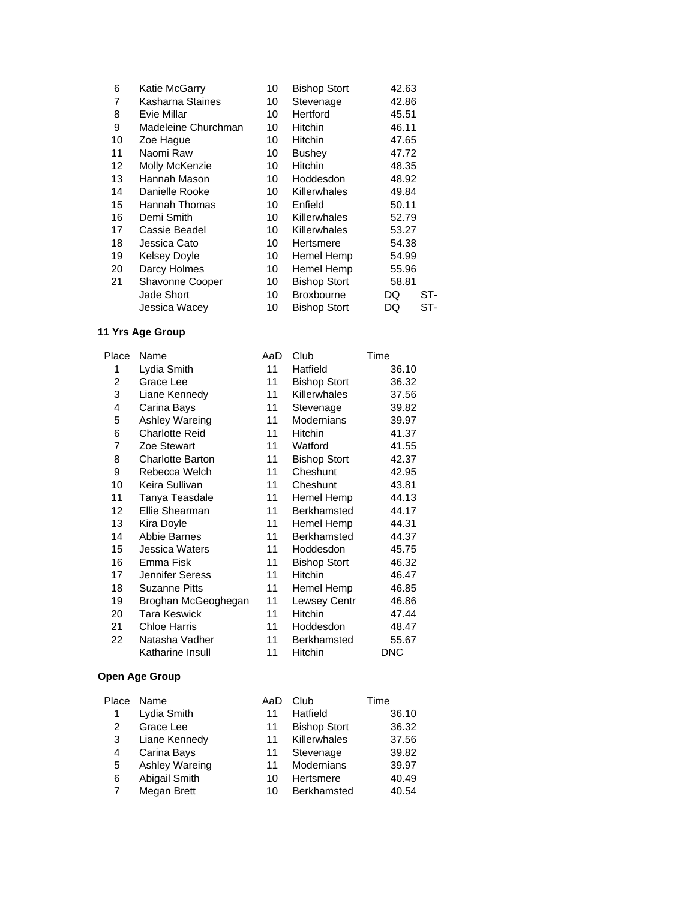| Place | Name | AaD | Club | Time | |
|---|---|---|---|---|---|
| 6 | Katie McGarry | 10 | Bishop Stort | 42.63 | |
| 7 | Kasharna Staines | 10 | Stevenage | 42.86 | |
| 8 | Evie Millar | 10 | Hertford | 45.51 | |
| 9 | Madeleine Churchman | 10 | Hitchin | 46.11 | |
| 10 | Zoe Hague | 10 | Hitchin | 47.65 | |
| 11 | Naomi Raw | 10 | Bushey | 47.72 | |
| 12 | Molly McKenzie | 10 | Hitchin | 48.35 | |
| 13 | Hannah Mason | 10 | Hoddesdon | 48.92 | |
| 14 | Danielle Rooke | 10 | Killerwhales | 49.84 | |
| 15 | Hannah Thomas | 10 | Enfield | 50.11 | |
| 16 | Demi Smith | 10 | Killerwhales | 52.79 | |
| 17 | Cassie Beadel | 10 | Killerwhales | 53.27 | |
| 18 | Jessica Cato | 10 | Hertsmere | 54.38 | |
| 19 | Kelsey Doyle | 10 | Hemel Hemp | 54.99 | |
| 20 | Darcy Holmes | 10 | Hemel Hemp | 55.96 | |
| 21 | Shavonne Cooper | 10 | Bishop Stort | 58.81 | |
| | Jade Short | 10 | Broxbourne | DQ | ST- |
| | Jessica Wacey | 10 | Bishop Stort | DQ | ST- |

**11 Yrs Age Group**

| Place | Name | AaD | Club | Time |
|---|---|---|---|---|
| 1 | Lydia Smith | 11 | Hatfield | 36.10 |
| 2 | Grace Lee | 11 | Bishop Stort | 36.32 |
| 3 | Liane Kennedy | 11 | Killerwhales | 37.56 |
| 4 | Carina Bays | 11 | Stevenage | 39.82 |
| 5 | Ashley Wareing | 11 | Modernians | 39.97 |
| 6 | Charlotte Reid | 11 | Hitchin | 41.37 |
| 7 | Zoe Stewart | 11 | Watford | 41.55 |
| 8 | Charlotte Barton | 11 | Bishop Stort | 42.37 |
| 9 | Rebecca Welch | 11 | Cheshunt | 42.95 |
| 10 | Keira Sullivan | 11 | Cheshunt | 43.81 |
| 11 | Tanya Teasdale | 11 | Hemel Hemp | 44.13 |
| 12 | Ellie Shearman | 11 | Berkhamsted | 44.17 |
| 13 | Kira Doyle | 11 | Hemel Hemp | 44.31 |
| 14 | Abbie Barnes | 11 | Berkhamsted | 44.37 |
| 15 | Jessica Waters | 11 | Hoddesdon | 45.75 |
| 16 | Emma Fisk | 11 | Bishop Stort | 46.32 |
| 17 | Jennifer Seress | 11 | Hitchin | 46.47 |
| 18 | Suzanne Pitts | 11 | Hemel Hemp | 46.85 |
| 19 | Broghan McGeoghegan | 11 | Lewsey Centr | 46.86 |
| 20 | Tara Keswick | 11 | Hitchin | 47.44 |
| 21 | Chloe Harris | 11 | Hoddesdon | 48.47 |
| 22 | Natasha Vadher | 11 | Berkhamsted | 55.67 |
| | Katharine Insull | 11 | Hitchin | DNC |

**Open Age Group**

| Place | Name | AaD | Club | Time |
|---|---|---|---|---|
| 1 | Lydia Smith | 11 | Hatfield | 36.10 |
| 2 | Grace Lee | 11 | Bishop Stort | 36.32 |
| 3 | Liane Kennedy | 11 | Killerwhales | 37.56 |
| 4 | Carina Bays | 11 | Stevenage | 39.82 |
| 5 | Ashley Wareing | 11 | Modernians | 39.97 |
| 6 | Abigail Smith | 10 | Hertsmere | 40.49 |
| 7 | Megan Brett | 10 | Berkhamsted | 40.54 |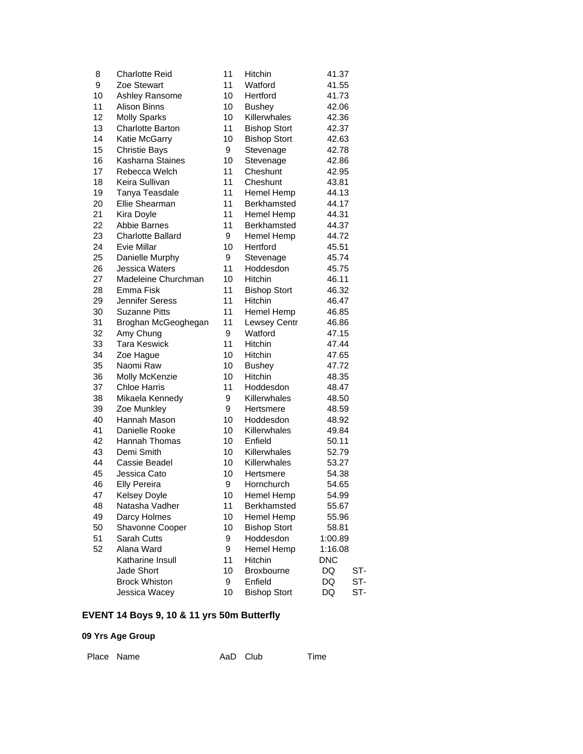| Place | Name | AaD | Club | Time | |
|---|---|---|---|---|---|
| 8 | Charlotte Reid | 11 | Hitchin | 41.37 | |
| 9 | Zoe Stewart | 11 | Watford | 41.55 | |
| 10 | Ashley Ransome | 10 | Hertford | 41.73 | |
| 11 | Alison Binns | 10 | Bushey | 42.06 | |
| 12 | Molly Sparks | 10 | Killerwhales | 42.36 | |
| 13 | Charlotte Barton | 11 | Bishop Stort | 42.37 | |
| 14 | Katie McGarry | 10 | Bishop Stort | 42.63 | |
| 15 | Christie Bays | 9 | Stevenage | 42.78 | |
| 16 | Kasharna Staines | 10 | Stevenage | 42.86 | |
| 17 | Rebecca Welch | 11 | Cheshunt | 42.95 | |
| 18 | Keira Sullivan | 11 | Cheshunt | 43.81 | |
| 19 | Tanya Teasdale | 11 | Hemel Hemp | 44.13 | |
| 20 | Ellie Shearman | 11 | Berkhamsted | 44.17 | |
| 21 | Kira Doyle | 11 | Hemel Hemp | 44.31 | |
| 22 | Abbie Barnes | 11 | Berkhamsted | 44.37 | |
| 23 | Charlotte Ballard | 9 | Hemel Hemp | 44.72 | |
| 24 | Evie Millar | 10 | Hertford | 45.51 | |
| 25 | Danielle Murphy | 9 | Stevenage | 45.74 | |
| 26 | Jessica Waters | 11 | Hoddesdon | 45.75 | |
| 27 | Madeleine Churchman | 10 | Hitchin | 46.11 | |
| 28 | Emma Fisk | 11 | Bishop Stort | 46.32 | |
| 29 | Jennifer Seress | 11 | Hitchin | 46.47 | |
| 30 | Suzanne Pitts | 11 | Hemel Hemp | 46.85 | |
| 31 | Broghan McGeoghegan | 11 | Lewsey Centr | 46.86 | |
| 32 | Amy Chung | 9 | Watford | 47.15 | |
| 33 | Tara Keswick | 11 | Hitchin | 47.44 | |
| 34 | Zoe Hague | 10 | Hitchin | 47.65 | |
| 35 | Naomi Raw | 10 | Bushey | 47.72 | |
| 36 | Molly McKenzie | 10 | Hitchin | 48.35 | |
| 37 | Chloe Harris | 11 | Hoddesdon | 48.47 | |
| 38 | Mikaela Kennedy | 9 | Killerwhales | 48.50 | |
| 39 | Zoe Munkley | 9 | Hertsmere | 48.59 | |
| 40 | Hannah Mason | 10 | Hoddesdon | 48.92 | |
| 41 | Danielle Rooke | 10 | Killerwhales | 49.84 | |
| 42 | Hannah Thomas | 10 | Enfield | 50.11 | |
| 43 | Demi Smith | 10 | Killerwhales | 52.79 | |
| 44 | Cassie Beadel | 10 | Killerwhales | 53.27 | |
| 45 | Jessica Cato | 10 | Hertsmere | 54.38 | |
| 46 | Elly Pereira | 9 | Hornchurch | 54.65 | |
| 47 | Kelsey Doyle | 10 | Hemel Hemp | 54.99 | |
| 48 | Natasha Vadher | 11 | Berkhamsted | 55.67 | |
| 49 | Darcy Holmes | 10 | Hemel Hemp | 55.96 | |
| 50 | Shavonne Cooper | 10 | Bishop Stort | 58.81 | |
| 51 | Sarah Cutts | 9 | Hoddesdon | 1:00.89 | |
| 52 | Alana Ward | 9 | Hemel Hemp | 1:16.08 | |
| | Katharine Insull | 11 | Hitchin | DNC | |
| | Jade Short | 10 | Broxbourne | DQ | ST- |
| | Brock Whiston | 9 | Enfield | DQ | ST- |
| | Jessica Wacey | 10 | Bishop Stort | DQ | ST- |

**EVENT 14 Boys 9, 10 & 11 yrs 50m Butterfly**

**09 Yrs Age Group**

| Place | Name | AaD | Club | Time |
|---|---|---|---|---|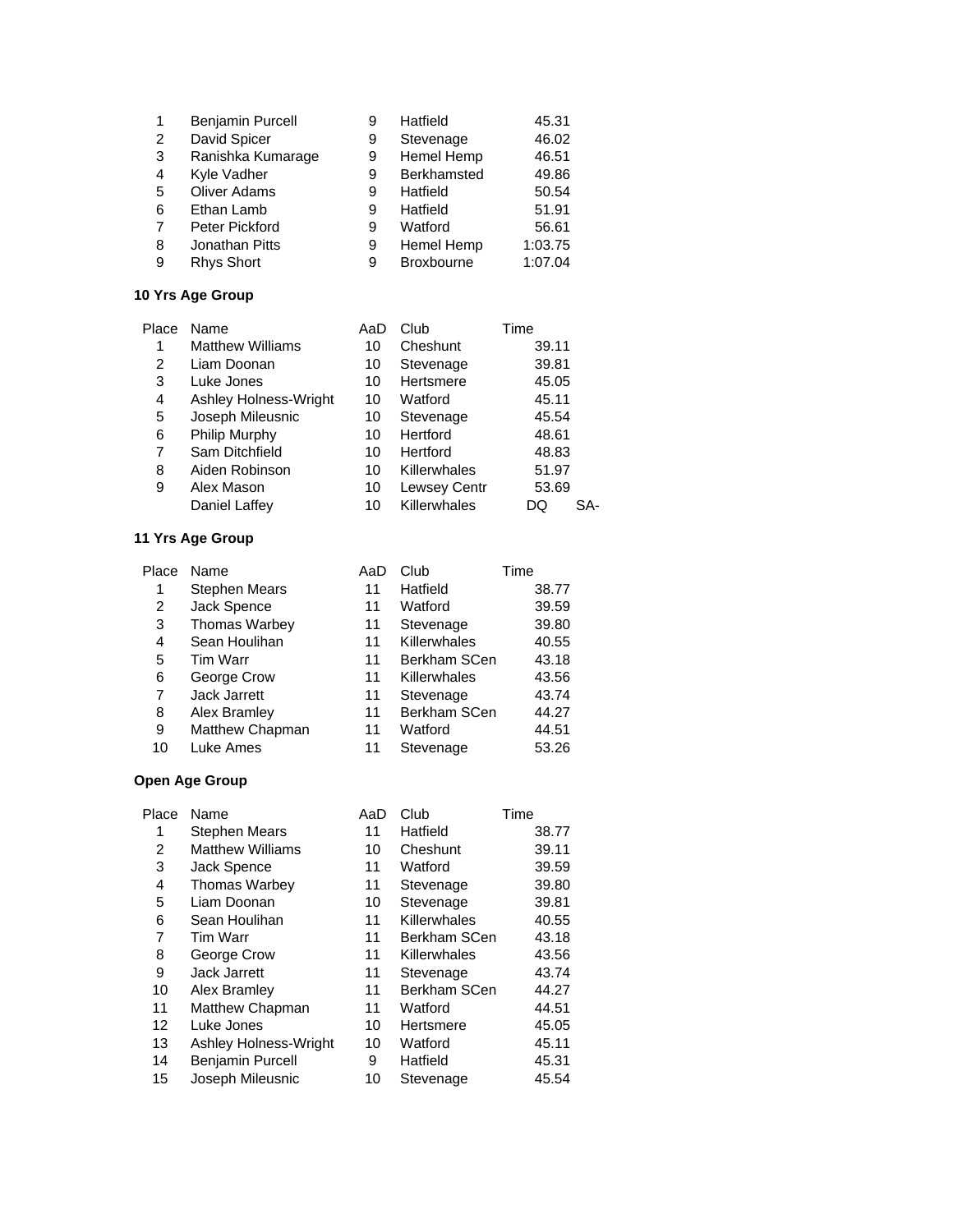| Place | Name | AaD | Club | Time | |
|---|---|---|---|---|---|
| 1 | Benjamin Purcell | 9 | Hatfield | 45.31 | |
| 2 | David Spicer | 9 | Stevenage | 46.02 | |
| 3 | Ranishka Kumarage | 9 | Hemel Hemp | 46.51 | |
| 4 | Kyle Vadher | 9 | Berkhamsted | 49.86 | |
| 5 | Oliver Adams | 9 | Hatfield | 50.54 | |
| 6 | Ethan Lamb | 9 | Hatfield | 51.91 | |
| 7 | Peter Pickford | 9 | Watford | 56.61 | |
| 8 | Jonathan Pitts | 9 | Hemel Hemp | 1:03.75 | |
| 9 | Rhys Short | 9 | Broxbourne | 1:07.04 | |

**10 Yrs Age Group**

| Place | Name | AaD | Club | Time | |
|---|---|---|---|---|---|
| 1 | Matthew Williams | 10 | Cheshunt | 39.11 | |
| 2 | Liam Doonan | 10 | Stevenage | 39.81 | |
| 3 | Luke Jones | 10 | Hertsmere | 45.05 | |
| 4 | Ashley Holness-Wright | 10 | Watford | 45.11 | |
| 5 | Joseph Mileusnic | 10 | Stevenage | 45.54 | |
| 6 | Philip Murphy | 10 | Hertford | 48.61 | |
| 7 | Sam Ditchfield | 10 | Hertford | 48.83 | |
| 8 | Aiden Robinson | 10 | Killerwhales | 51.97 | |
| 9 | Alex Mason | 10 | Lewsey Centr | 53.69 | |
| | Daniel Laffey | 10 | Killerwhales | DQ | SA- |

**11 Yrs Age Group**

| Place | Name | AaD | Club | Time |
|---|---|---|---|---|
| 1 | Stephen Mears | 11 | Hatfield | 38.77 |
| 2 | Jack Spence | 11 | Watford | 39.59 |
| 3 | Thomas Warbey | 11 | Stevenage | 39.80 |
| 4 | Sean Houlihan | 11 | Killerwhales | 40.55 |
| 5 | Tim Warr | 11 | Berkham SCen | 43.18 |
| 6 | George Crow | 11 | Killerwhales | 43.56 |
| 7 | Jack Jarrett | 11 | Stevenage | 43.74 |
| 8 | Alex Bramley | 11 | Berkham SCen | 44.27 |
| 9 | Matthew Chapman | 11 | Watford | 44.51 |
| 10 | Luke Ames | 11 | Stevenage | 53.26 |

**Open Age Group**

| Place | Name | AaD | Club | Time |
|---|---|---|---|---|
| 1 | Stephen Mears | 11 | Hatfield | 38.77 |
| 2 | Matthew Williams | 10 | Cheshunt | 39.11 |
| 3 | Jack Spence | 11 | Watford | 39.59 |
| 4 | Thomas Warbey | 11 | Stevenage | 39.80 |
| 5 | Liam Doonan | 10 | Stevenage | 39.81 |
| 6 | Sean Houlihan | 11 | Killerwhales | 40.55 |
| 7 | Tim Warr | 11 | Berkham SCen | 43.18 |
| 8 | George Crow | 11 | Killerwhales | 43.56 |
| 9 | Jack Jarrett | 11 | Stevenage | 43.74 |
| 10 | Alex Bramley | 11 | Berkham SCen | 44.27 |
| 11 | Matthew Chapman | 11 | Watford | 44.51 |
| 12 | Luke Jones | 10 | Hertsmere | 45.05 |
| 13 | Ashley Holness-Wright | 10 | Watford | 45.11 |
| 14 | Benjamin Purcell | 9 | Hatfield | 45.31 |
| 15 | Joseph Mileusnic | 10 | Stevenage | 45.54 |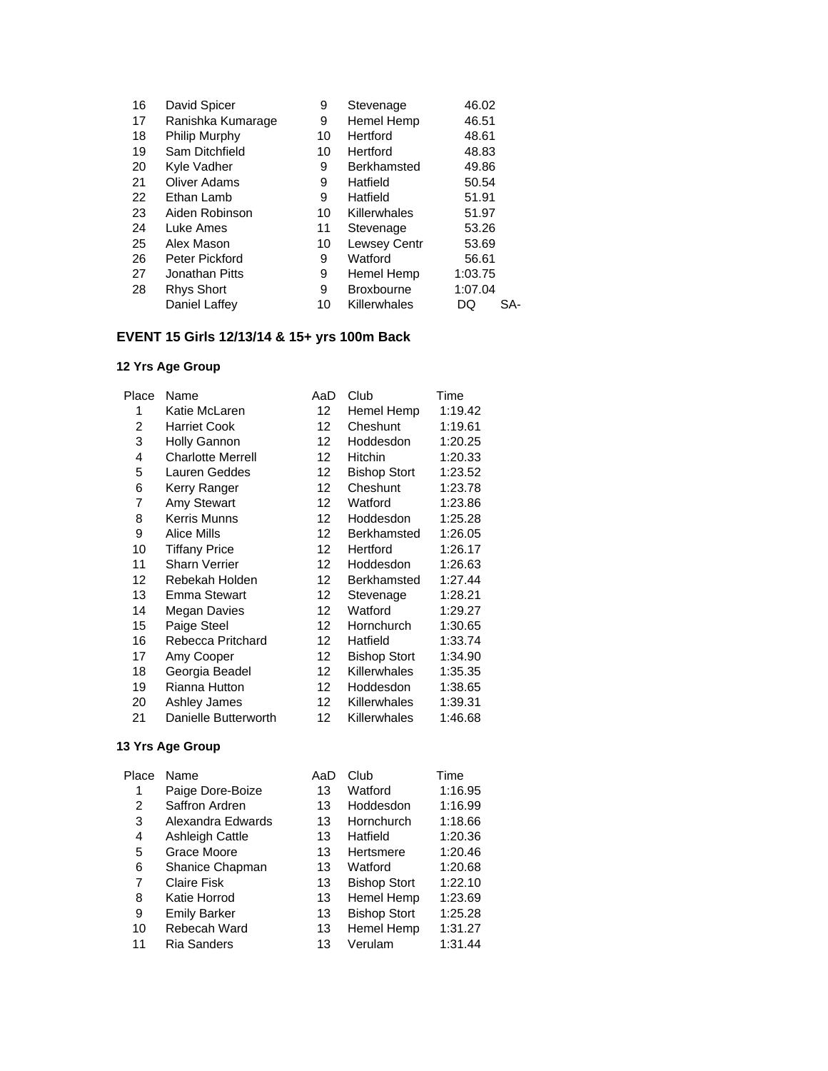| | | | | | |
|---|---|---|---|---|---|
| 16 | David Spicer | 9 | Stevenage | 46.02 | |
| 17 | Ranishka Kumarage | 9 | Hemel Hemp | 46.51 | |
| 18 | Philip Murphy | 10 | Hertford | 48.61 | |
| 19 | Sam Ditchfield | 10 | Hertford | 48.83 | |
| 20 | Kyle Vadher | 9 | Berkhamsted | 49.86 | |
| 21 | Oliver Adams | 9 | Hatfield | 50.54 | |
| 22 | Ethan Lamb | 9 | Hatfield | 51.91 | |
| 23 | Aiden Robinson | 10 | Killerwhales | 51.97 | |
| 24 | Luke Ames | 11 | Stevenage | 53.26 | |
| 25 | Alex Mason | 10 | Lewsey Centr | 53.69 | |
| 26 | Peter Pickford | 9 | Watford | 56.61 | |
| 27 | Jonathan Pitts | 9 | Hemel Hemp | 1:03.75 | |
| 28 | Rhys Short | 9 | Broxbourne | 1:07.04 | |
| | Daniel Laffey | 10 | Killerwhales | DQ | SA- |

## EVENT 15 Girls 12/13/14 & 15+ yrs 100m Back

### 12 Yrs Age Group

| Place | Name | AaD | Club | Time |
|---|---|---|---|---|
| 1 | Katie McLaren | 12 | Hemel Hemp | 1:19.42 |
| 2 | Harriet Cook | 12 | Cheshunt | 1:19.61 |
| 3 | Holly Gannon | 12 | Hoddesdon | 1:20.25 |
| 4 | Charlotte Merrell | 12 | Hitchin | 1:20.33 |
| 5 | Lauren Geddes | 12 | Bishop Stort | 1:23.52 |
| 6 | Kerry Ranger | 12 | Cheshunt | 1:23.78 |
| 7 | Amy Stewart | 12 | Watford | 1:23.86 |
| 8 | Kerris Munns | 12 | Hoddesdon | 1:25.28 |
| 9 | Alice Mills | 12 | Berkhamsted | 1:26.05 |
| 10 | Tiffany Price | 12 | Hertford | 1:26.17 |
| 11 | Sharn Verrier | 12 | Hoddesdon | 1:26.63 |
| 12 | Rebekah Holden | 12 | Berkhamsted | 1:27.44 |
| 13 | Emma Stewart | 12 | Stevenage | 1:28.21 |
| 14 | Megan Davies | 12 | Watford | 1:29.27 |
| 15 | Paige Steel | 12 | Hornchurch | 1:30.65 |
| 16 | Rebecca Pritchard | 12 | Hatfield | 1:33.74 |
| 17 | Amy Cooper | 12 | Bishop Stort | 1:34.90 |
| 18 | Georgia Beadel | 12 | Killerwhales | 1:35.35 |
| 19 | Rianna Hutton | 12 | Hoddesdon | 1:38.65 |
| 20 | Ashley James | 12 | Killerwhales | 1:39.31 |
| 21 | Danielle Butterworth | 12 | Killerwhales | 1:46.68 |

### 13 Yrs Age Group

| Place | Name | AaD | Club | Time |
|---|---|---|---|---|
| 1 | Paige Dore-Boize | 13 | Watford | 1:16.95 |
| 2 | Saffron Ardren | 13 | Hoddesdon | 1:16.99 |
| 3 | Alexandra Edwards | 13 | Hornchurch | 1:18.66 |
| 4 | Ashleigh Cattle | 13 | Hatfield | 1:20.36 |
| 5 | Grace Moore | 13 | Hertsmere | 1:20.46 |
| 6 | Shanice Chapman | 13 | Watford | 1:20.68 |
| 7 | Claire Fisk | 13 | Bishop Stort | 1:22.10 |
| 8 | Katie Horrod | 13 | Hemel Hemp | 1:23.69 |
| 9 | Emily Barker | 13 | Bishop Stort | 1:25.28 |
| 10 | Rebecah Ward | 13 | Hemel Hemp | 1:31.27 |
| 11 | Ria Sanders | 13 | Verulam | 1:31.44 |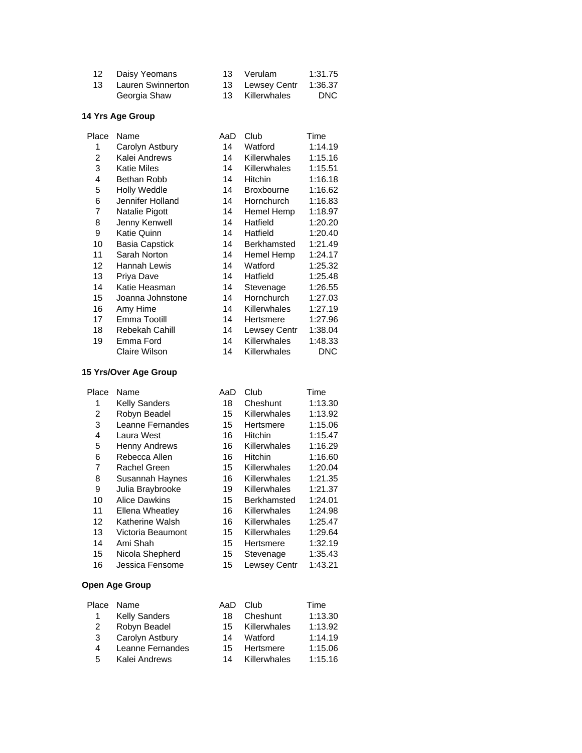| Place | Name | AaD | Club | Time |
|---|---|---|---|---|
| 12 | Daisy Yeomans | 13 | Verulam | 1:31.75 |
| 13 | Lauren Swinnerton | 13 | Lewsey Centr | 1:36.37 |
| | Georgia Shaw | 13 | Killerwhales | DNC |

### 14 Yrs Age Group

| Place | Name | AaD | Club | Time |
|---|---|---|---|---|
| 1 | Carolyn Astbury | 14 | Watford | 1:14.19 |
| 2 | Kalei Andrews | 14 | Killerwhales | 1:15.16 |
| 3 | Katie Miles | 14 | Killerwhales | 1:15.51 |
| 4 | Bethan Robb | 14 | Hitchin | 1:16.18 |
| 5 | Holly Weddle | 14 | Broxbourne | 1:16.62 |
| 6 | Jennifer Holland | 14 | Hornchurch | 1:16.83 |
| 7 | Natalie Pigott | 14 | Hemel Hemp | 1:18.97 |
| 8 | Jenny Kenwell | 14 | Hatfield | 1:20.20 |
| 9 | Katie Quinn | 14 | Hatfield | 1:20.40 |
| 10 | Basia Capstick | 14 | Berkhamsted | 1:21.49 |
| 11 | Sarah Norton | 14 | Hemel Hemp | 1:24.17 |
| 12 | Hannah Lewis | 14 | Watford | 1:25.32 |
| 13 | Priya Dave | 14 | Hatfield | 1:25.48 |
| 14 | Katie Heasman | 14 | Stevenage | 1:26.55 |
| 15 | Joanna Johnstone | 14 | Hornchurch | 1:27.03 |
| 16 | Amy Hime | 14 | Killerwhales | 1:27.19 |
| 17 | Emma Tootill | 14 | Hertsmere | 1:27.96 |
| 18 | Rebekah Cahill | 14 | Lewsey Centr | 1:38.04 |
| 19 | Emma Ford | 14 | Killerwhales | 1:48.33 |
| | Claire Wilson | 14 | Killerwhales | DNC |

### 15 Yrs/Over Age Group

| Place | Name | AaD | Club | Time |
|---|---|---|---|---|
| 1 | Kelly Sanders | 18 | Cheshunt | 1:13.30 |
| 2 | Robyn Beadel | 15 | Killerwhales | 1:13.92 |
| 3 | Leanne Fernandes | 15 | Hertsmere | 1:15.06 |
| 4 | Laura West | 16 | Hitchin | 1:15.47 |
| 5 | Henny Andrews | 16 | Killerwhales | 1:16.29 |
| 6 | Rebecca Allen | 16 | Hitchin | 1:16.60 |
| 7 | Rachel Green | 15 | Killerwhales | 1:20.04 |
| 8 | Susannah Haynes | 16 | Killerwhales | 1:21.35 |
| 9 | Julia Braybrooke | 19 | Killerwhales | 1:21.37 |
| 10 | Alice Dawkins | 15 | Berkhamsted | 1:24.01 |
| 11 | Ellena Wheatley | 16 | Killerwhales | 1:24.98 |
| 12 | Katherine Walsh | 16 | Killerwhales | 1:25.47 |
| 13 | Victoria Beaumont | 15 | Killerwhales | 1:29.64 |
| 14 | Ami Shah | 15 | Hertsmere | 1:32.19 |
| 15 | Nicola Shepherd | 15 | Stevenage | 1:35.43 |
| 16 | Jessica Fensome | 15 | Lewsey Centr | 1:43.21 |

### Open Age Group

| Place | Name | AaD | Club | Time |
|---|---|---|---|---|
| 1 | Kelly Sanders | 18 | Cheshunt | 1:13.30 |
| 2 | Robyn Beadel | 15 | Killerwhales | 1:13.92 |
| 3 | Carolyn Astbury | 14 | Watford | 1:14.19 |
| 4 | Leanne Fernandes | 15 | Hertsmere | 1:15.06 |
| 5 | Kalei Andrews | 14 | Killerwhales | 1:15.16 |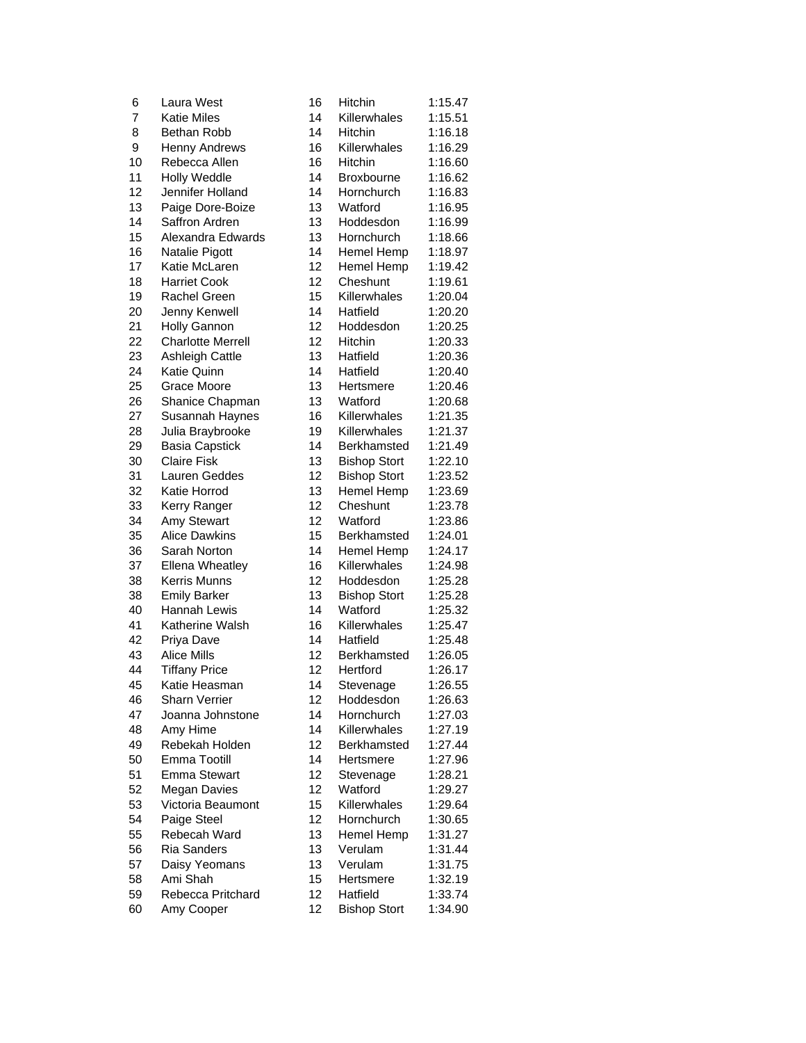| | | | | |
|---|---|---|---|---|
| 6 | Laura West | 16 | Hitchin | 1:15.47 |
| 7 | Katie Miles | 14 | Killerwhales | 1:15.51 |
| 8 | Bethan Robb | 14 | Hitchin | 1:16.18 |
| 9 | Henny Andrews | 16 | Killerwhales | 1:16.29 |
| 10 | Rebecca Allen | 16 | Hitchin | 1:16.60 |
| 11 | Holly Weddle | 14 | Broxbourne | 1:16.62 |
| 12 | Jennifer Holland | 14 | Hornchurch | 1:16.83 |
| 13 | Paige Dore-Boize | 13 | Watford | 1:16.95 |
| 14 | Saffron Ardren | 13 | Hoddesdon | 1:16.99 |
| 15 | Alexandra Edwards | 13 | Hornchurch | 1:18.66 |
| 16 | Natalie Pigott | 14 | Hemel Hemp | 1:18.97 |
| 17 | Katie McLaren | 12 | Hemel Hemp | 1:19.42 |
| 18 | Harriet Cook | 12 | Cheshunt | 1:19.61 |
| 19 | Rachel Green | 15 | Killerwhales | 1:20.04 |
| 20 | Jenny Kenwell | 14 | Hatfield | 1:20.20 |
| 21 | Holly Gannon | 12 | Hoddesdon | 1:20.25 |
| 22 | Charlotte Merrell | 12 | Hitchin | 1:20.33 |
| 23 | Ashleigh Cattle | 13 | Hatfield | 1:20.36 |
| 24 | Katie Quinn | 14 | Hatfield | 1:20.40 |
| 25 | Grace Moore | 13 | Hertsmere | 1:20.46 |
| 26 | Shanice Chapman | 13 | Watford | 1:20.68 |
| 27 | Susannah Haynes | 16 | Killerwhales | 1:21.35 |
| 28 | Julia Braybrooke | 19 | Killerwhales | 1:21.37 |
| 29 | Basia Capstick | 14 | Berkhamsted | 1:21.49 |
| 30 | Claire Fisk | 13 | Bishop Stort | 1:22.10 |
| 31 | Lauren Geddes | 12 | Bishop Stort | 1:23.52 |
| 32 | Katie Horrod | 13 | Hemel Hemp | 1:23.69 |
| 33 | Kerry Ranger | 12 | Cheshunt | 1:23.78 |
| 34 | Amy Stewart | 12 | Watford | 1:23.86 |
| 35 | Alice Dawkins | 15 | Berkhamsted | 1:24.01 |
| 36 | Sarah Norton | 14 | Hemel Hemp | 1:24.17 |
| 37 | Ellena Wheatley | 16 | Killerwhales | 1:24.98 |
| 38 | Kerris Munns | 12 | Hoddesdon | 1:25.28 |
| 38 | Emily Barker | 13 | Bishop Stort | 1:25.28 |
| 40 | Hannah Lewis | 14 | Watford | 1:25.32 |
| 41 | Katherine Walsh | 16 | Killerwhales | 1:25.47 |
| 42 | Priya Dave | 14 | Hatfield | 1:25.48 |
| 43 | Alice Mills | 12 | Berkhamsted | 1:26.05 |
| 44 | Tiffany Price | 12 | Hertford | 1:26.17 |
| 45 | Katie Heasman | 14 | Stevenage | 1:26.55 |
| 46 | Sharn Verrier | 12 | Hoddesdon | 1:26.63 |
| 47 | Joanna Johnstone | 14 | Hornchurch | 1:27.03 |
| 48 | Amy Hime | 14 | Killerwhales | 1:27.19 |
| 49 | Rebekah Holden | 12 | Berkhamsted | 1:27.44 |
| 50 | Emma Tootill | 14 | Hertsmere | 1:27.96 |
| 51 | Emma Stewart | 12 | Stevenage | 1:28.21 |
| 52 | Megan Davies | 12 | Watford | 1:29.27 |
| 53 | Victoria Beaumont | 15 | Killerwhales | 1:29.64 |
| 54 | Paige Steel | 12 | Hornchurch | 1:30.65 |
| 55 | Rebecah Ward | 13 | Hemel Hemp | 1:31.27 |
| 56 | Ria Sanders | 13 | Verulam | 1:31.44 |
| 57 | Daisy Yeomans | 13 | Verulam | 1:31.75 |
| 58 | Ami Shah | 15 | Hertsmere | 1:32.19 |
| 59 | Rebecca Pritchard | 12 | Hatfield | 1:33.74 |
| 60 | Amy Cooper | 12 | Bishop Stort | 1:34.90 |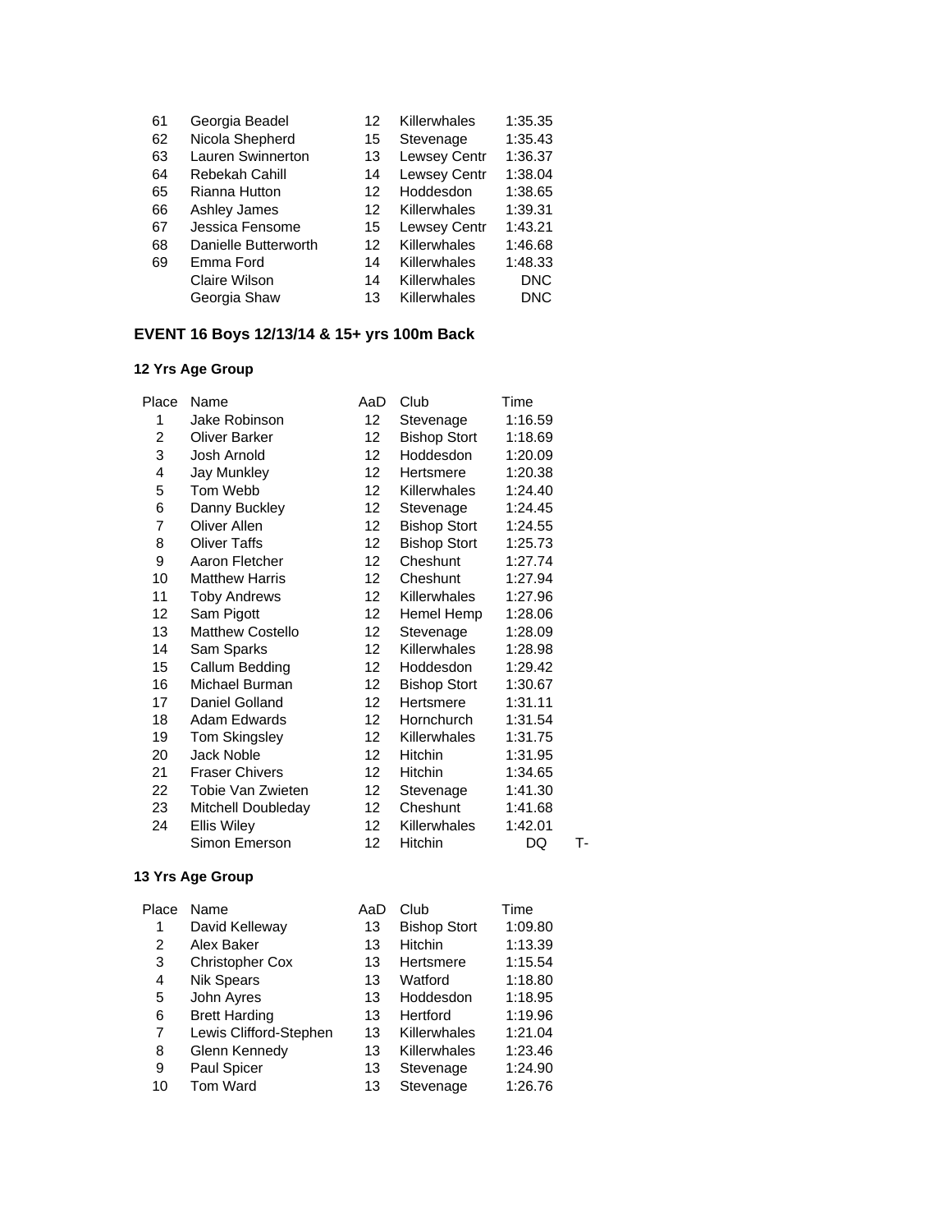| | | | | |
|---|---|---|---|---|
| 61 | Georgia Beadel | 12 | Killerwhales | 1:35.35 |
| 62 | Nicola Shepherd | 15 | Stevenage | 1:35.43 |
| 63 | Lauren Swinnerton | 13 | Lewsey Centr | 1:36.37 |
| 64 | Rebekah Cahill | 14 | Lewsey Centr | 1:38.04 |
| 65 | Rianna Hutton | 12 | Hoddesdon | 1:38.65 |
| 66 | Ashley James | 12 | Killerwhales | 1:39.31 |
| 67 | Jessica Fensome | 15 | Lewsey Centr | 1:43.21 |
| 68 | Danielle Butterworth | 12 | Killerwhales | 1:46.68 |
| 69 | Emma Ford | 14 | Killerwhales | 1:48.33 |
| | Claire Wilson | 14 | Killerwhales | DNC |
| | Georgia Shaw | 13 | Killerwhales | DNC |

## EVENT 16 Boys 12/13/14 & 15+ yrs 100m Back

### 12 Yrs Age Group

| Place | Name | AaD | Club | Time | |
|---|---|---|---|---|---|
| 1 | Jake Robinson | 12 | Stevenage | 1:16.59 | |
| 2 | Oliver Barker | 12 | Bishop Stort | 1:18.69 | |
| 3 | Josh Arnold | 12 | Hoddesdon | 1:20.09 | |
| 4 | Jay Munkley | 12 | Hertsmere | 1:20.38 | |
| 5 | Tom Webb | 12 | Killerwhales | 1:24.40 | |
| 6 | Danny Buckley | 12 | Stevenage | 1:24.45 | |
| 7 | Oliver Allen | 12 | Bishop Stort | 1:24.55 | |
| 8 | Oliver Taffs | 12 | Bishop Stort | 1:25.73 | |
| 9 | Aaron Fletcher | 12 | Cheshunt | 1:27.74 | |
| 10 | Matthew Harris | 12 | Cheshunt | 1:27.94 | |
| 11 | Toby Andrews | 12 | Killerwhales | 1:27.96 | |
| 12 | Sam Pigott | 12 | Hemel Hemp | 1:28.06 | |
| 13 | Matthew Costello | 12 | Stevenage | 1:28.09 | |
| 14 | Sam Sparks | 12 | Killerwhales | 1:28.98 | |
| 15 | Callum Bedding | 12 | Hoddesdon | 1:29.42 | |
| 16 | Michael Burman | 12 | Bishop Stort | 1:30.67 | |
| 17 | Daniel Golland | 12 | Hertsmere | 1:31.11 | |
| 18 | Adam Edwards | 12 | Hornchurch | 1:31.54 | |
| 19 | Tom Skingsley | 12 | Killerwhales | 1:31.75 | |
| 20 | Jack Noble | 12 | Hitchin | 1:31.95 | |
| 21 | Fraser Chivers | 12 | Hitchin | 1:34.65 | |
| 22 | Tobie Van Zwieten | 12 | Stevenage | 1:41.30 | |
| 23 | Mitchell Doubleday | 12 | Cheshunt | 1:41.68 | |
| 24 | Ellis Wiley | 12 | Killerwhales | 1:42.01 | |
| | Simon Emerson | 12 | Hitchin | DQ | T- |

### 13 Yrs Age Group

| Place | Name | AaD | Club | Time |
|---|---|---|---|---|
| 1 | David Kelleway | 13 | Bishop Stort | 1:09.80 |
| 2 | Alex Baker | 13 | Hitchin | 1:13.39 |
| 3 | Christopher Cox | 13 | Hertsmere | 1:15.54 |
| 4 | Nik Spears | 13 | Watford | 1:18.80 |
| 5 | John Ayres | 13 | Hoddesdon | 1:18.95 |
| 6 | Brett Harding | 13 | Hertford | 1:19.96 |
| 7 | Lewis Clifford-Stephen | 13 | Killerwhales | 1:21.04 |
| 8 | Glenn Kennedy | 13 | Killerwhales | 1:23.46 |
| 9 | Paul Spicer | 13 | Stevenage | 1:24.90 |
| 10 | Tom Ward | 13 | Stevenage | 1:26.76 |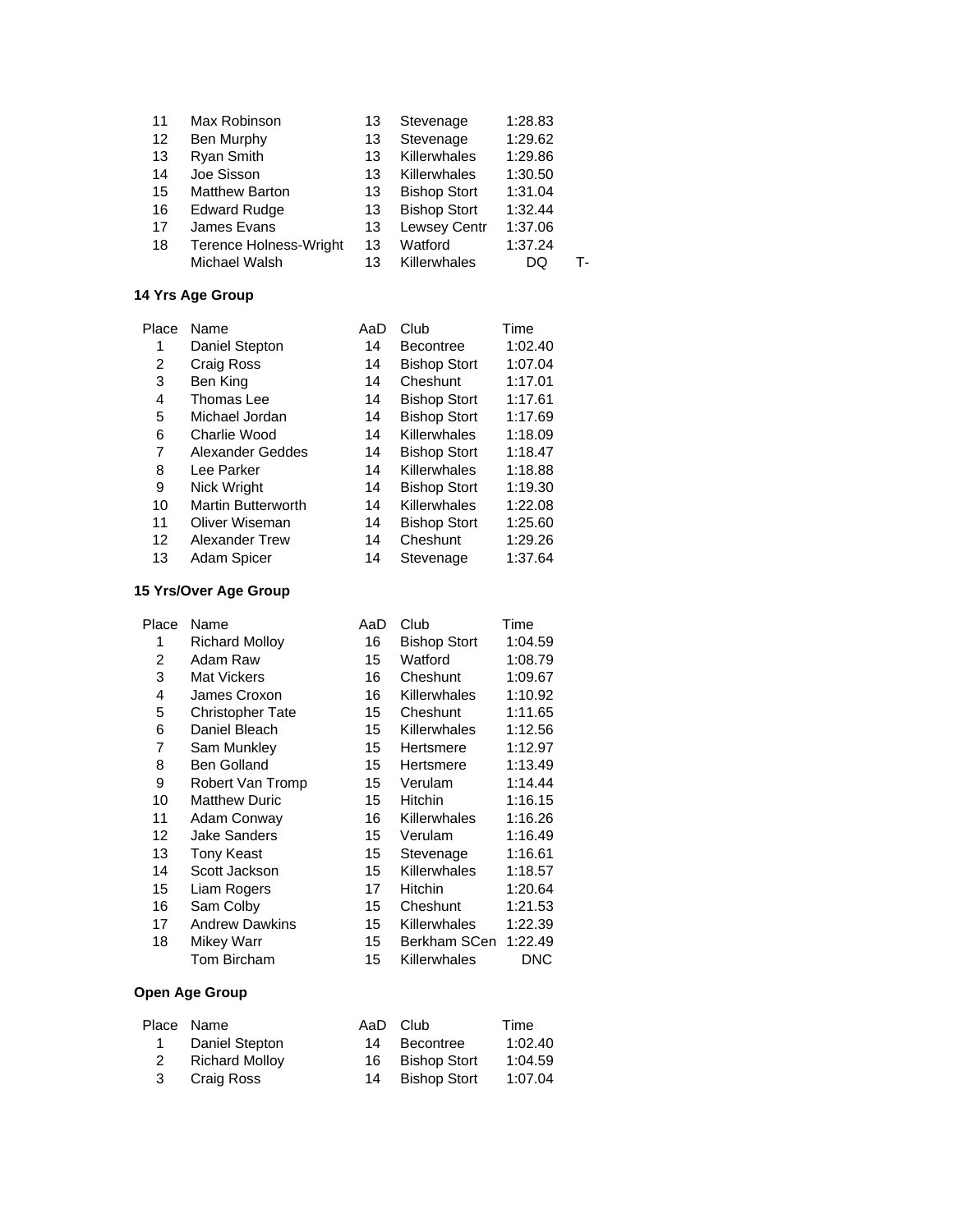| | | | | | |
|---|---|---|---|---|---|
| 11 | Max Robinson | 13 | Stevenage | 1:28.83 | |
| 12 | Ben Murphy | 13 | Stevenage | 1:29.62 | |
| 13 | Ryan Smith | 13 | Killerwhales | 1:29.86 | |
| 14 | Joe Sisson | 13 | Killerwhales | 1:30.50 | |
| 15 | Matthew Barton | 13 | Bishop Stort | 1:31.04 | |
| 16 | Edward Rudge | 13 | Bishop Stort | 1:32.44 | |
| 17 | James Evans | 13 | Lewsey Centr | 1:37.06 | |
| 18 | Terence Holness-Wright | 13 | Watford | 1:37.24 | |
| | Michael Walsh | 13 | Killerwhales | DQ | T- |

**14 Yrs Age Group**

| Place | Name | AaD | Club | Time |
|---|---|---|---|---|
| 1 | Daniel Stepton | 14 | Becontree | 1:02.40 |
| 2 | Craig Ross | 14 | Bishop Stort | 1:07.04 |
| 3 | Ben King | 14 | Cheshunt | 1:17.01 |
| 4 | Thomas Lee | 14 | Bishop Stort | 1:17.61 |
| 5 | Michael Jordan | 14 | Bishop Stort | 1:17.69 |
| 6 | Charlie Wood | 14 | Killerwhales | 1:18.09 |
| 7 | Alexander Geddes | 14 | Bishop Stort | 1:18.47 |
| 8 | Lee Parker | 14 | Killerwhales | 1:18.88 |
| 9 | Nick Wright | 14 | Bishop Stort | 1:19.30 |
| 10 | Martin Butterworth | 14 | Killerwhales | 1:22.08 |
| 11 | Oliver Wiseman | 14 | Bishop Stort | 1:25.60 |
| 12 | Alexander Trew | 14 | Cheshunt | 1:29.26 |
| 13 | Adam Spicer | 14 | Stevenage | 1:37.64 |

**15 Yrs/Over Age Group**

| Place | Name | AaD | Club | Time |
|---|---|---|---|---|
| 1 | Richard Molloy | 16 | Bishop Stort | 1:04.59 |
| 2 | Adam Raw | 15 | Watford | 1:08.79 |
| 3 | Mat Vickers | 16 | Cheshunt | 1:09.67 |
| 4 | James Croxon | 16 | Killerwhales | 1:10.92 |
| 5 | Christopher Tate | 15 | Cheshunt | 1:11.65 |
| 6 | Daniel Bleach | 15 | Killerwhales | 1:12.56 |
| 7 | Sam Munkley | 15 | Hertsmere | 1:12.97 |
| 8 | Ben Golland | 15 | Hertsmere | 1:13.49 |
| 9 | Robert Van Tromp | 15 | Verulam | 1:14.44 |
| 10 | Matthew Duric | 15 | Hitchin | 1:16.15 |
| 11 | Adam Conway | 16 | Killerwhales | 1:16.26 |
| 12 | Jake Sanders | 15 | Verulam | 1:16.49 |
| 13 | Tony Keast | 15 | Stevenage | 1:16.61 |
| 14 | Scott Jackson | 15 | Killerwhales | 1:18.57 |
| 15 | Liam Rogers | 17 | Hitchin | 1:20.64 |
| 16 | Sam Colby | 15 | Cheshunt | 1:21.53 |
| 17 | Andrew Dawkins | 15 | Killerwhales | 1:22.39 |
| 18 | Mikey Warr | 15 | Berkham SCen | 1:22.49 |
| | Tom Bircham | 15 | Killerwhales | DNC |

**Open Age Group**

| Place | Name | AaD | Club | Time |
|---|---|---|---|---|
| 1 | Daniel Stepton | 14 | Becontree | 1:02.40 |
| 2 | Richard Molloy | 16 | Bishop Stort | 1:04.59 |
| 3 | Craig Ross | 14 | Bishop Stort | 1:07.04 |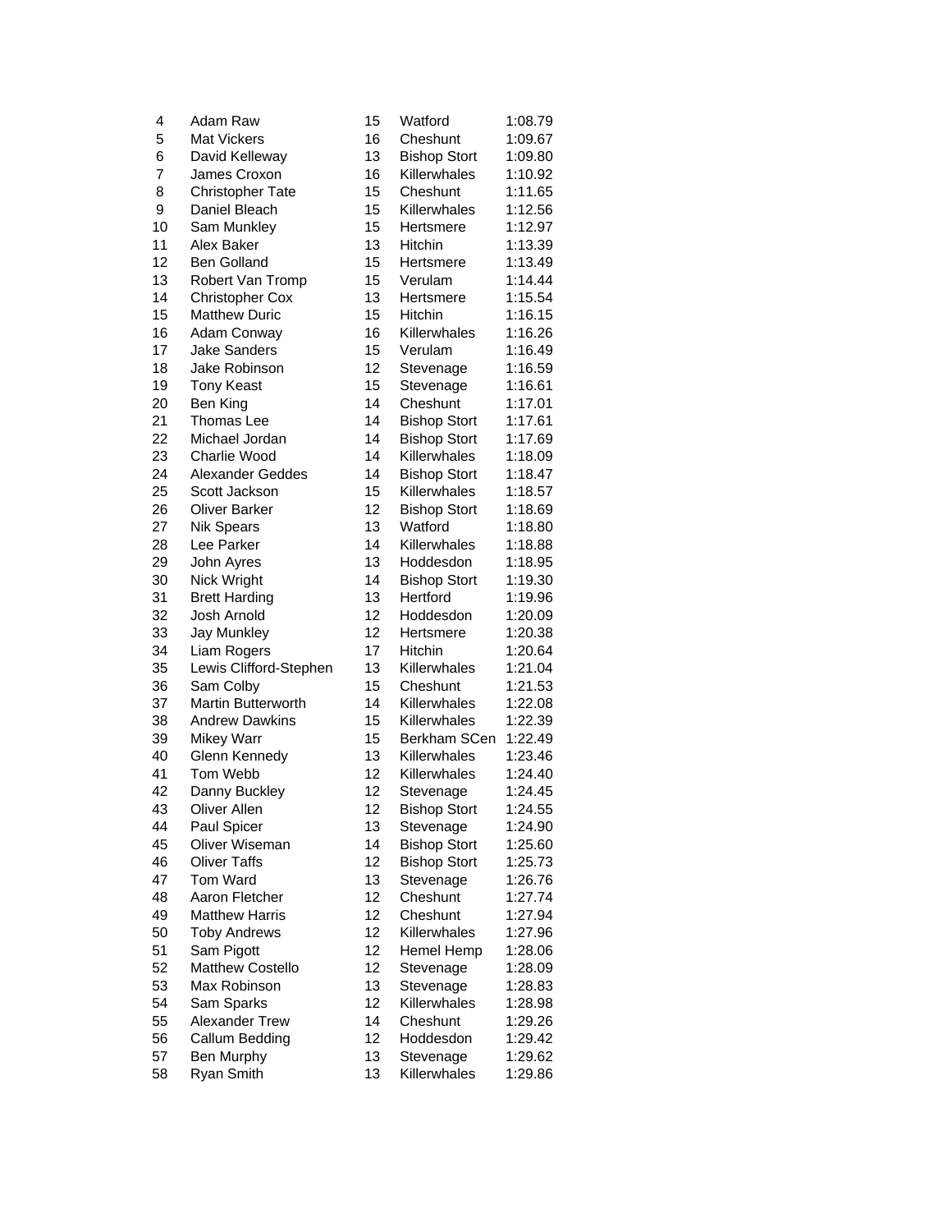| | | | | |
|---|---|---|---|---|
| 4 | Adam Raw | 15 | Watford | 1:08.79 |
| 5 | Mat Vickers | 16 | Cheshunt | 1:09.67 |
| 6 | David Kelleway | 13 | Bishop Stort | 1:09.80 |
| 7 | James Croxon | 16 | Killerwhales | 1:10.92 |
| 8 | Christopher Tate | 15 | Cheshunt | 1:11.65 |
| 9 | Daniel Bleach | 15 | Killerwhales | 1:12.56 |
| 10 | Sam Munkley | 15 | Hertsmere | 1:12.97 |
| 11 | Alex Baker | 13 | Hitchin | 1:13.39 |
| 12 | Ben Golland | 15 | Hertsmere | 1:13.49 |
| 13 | Robert Van Tromp | 15 | Verulam | 1:14.44 |
| 14 | Christopher Cox | 13 | Hertsmere | 1:15.54 |
| 15 | Matthew Duric | 15 | Hitchin | 1:16.15 |
| 16 | Adam Conway | 16 | Killerwhales | 1:16.26 |
| 17 | Jake Sanders | 15 | Verulam | 1:16.49 |
| 18 | Jake Robinson | 12 | Stevenage | 1:16.59 |
| 19 | Tony Keast | 15 | Stevenage | 1:16.61 |
| 20 | Ben King | 14 | Cheshunt | 1:17.01 |
| 21 | Thomas Lee | 14 | Bishop Stort | 1:17.61 |
| 22 | Michael Jordan | 14 | Bishop Stort | 1:17.69 |
| 23 | Charlie Wood | 14 | Killerwhales | 1:18.09 |
| 24 | Alexander Geddes | 14 | Bishop Stort | 1:18.47 |
| 25 | Scott Jackson | 15 | Killerwhales | 1:18.57 |
| 26 | Oliver Barker | 12 | Bishop Stort | 1:18.69 |
| 27 | Nik Spears | 13 | Watford | 1:18.80 |
| 28 | Lee Parker | 14 | Killerwhales | 1:18.88 |
| 29 | John Ayres | 13 | Hoddesdon | 1:18.95 |
| 30 | Nick Wright | 14 | Bishop Stort | 1:19.30 |
| 31 | Brett Harding | 13 | Hertford | 1:19.96 |
| 32 | Josh Arnold | 12 | Hoddesdon | 1:20.09 |
| 33 | Jay Munkley | 12 | Hertsmere | 1:20.38 |
| 34 | Liam Rogers | 17 | Hitchin | 1:20.64 |
| 35 | Lewis Clifford-Stephen | 13 | Killerwhales | 1:21.04 |
| 36 | Sam Colby | 15 | Cheshunt | 1:21.53 |
| 37 | Martin Butterworth | 14 | Killerwhales | 1:22.08 |
| 38 | Andrew Dawkins | 15 | Killerwhales | 1:22.39 |
| 39 | Mikey Warr | 15 | Berkham SCen | 1:22.49 |
| 40 | Glenn Kennedy | 13 | Killerwhales | 1:23.46 |
| 41 | Tom Webb | 12 | Killerwhales | 1:24.40 |
| 42 | Danny Buckley | 12 | Stevenage | 1:24.45 |
| 43 | Oliver Allen | 12 | Bishop Stort | 1:24.55 |
| 44 | Paul Spicer | 13 | Stevenage | 1:24.90 |
| 45 | Oliver Wiseman | 14 | Bishop Stort | 1:25.60 |
| 46 | Oliver Taffs | 12 | Bishop Stort | 1:25.73 |
| 47 | Tom Ward | 13 | Stevenage | 1:26.76 |
| 48 | Aaron Fletcher | 12 | Cheshunt | 1:27.74 |
| 49 | Matthew Harris | 12 | Cheshunt | 1:27.94 |
| 50 | Toby Andrews | 12 | Killerwhales | 1:27.96 |
| 51 | Sam Pigott | 12 | Hemel Hemp | 1:28.06 |
| 52 | Matthew Costello | 12 | Stevenage | 1:28.09 |
| 53 | Max Robinson | 13 | Stevenage | 1:28.83 |
| 54 | Sam Sparks | 12 | Killerwhales | 1:28.98 |
| 55 | Alexander Trew | 14 | Cheshunt | 1:29.26 |
| 56 | Callum Bedding | 12 | Hoddesdon | 1:29.42 |
| 57 | Ben Murphy | 13 | Stevenage | 1:29.62 |
| 58 | Ryan Smith | 13 | Killerwhales | 1:29.86 |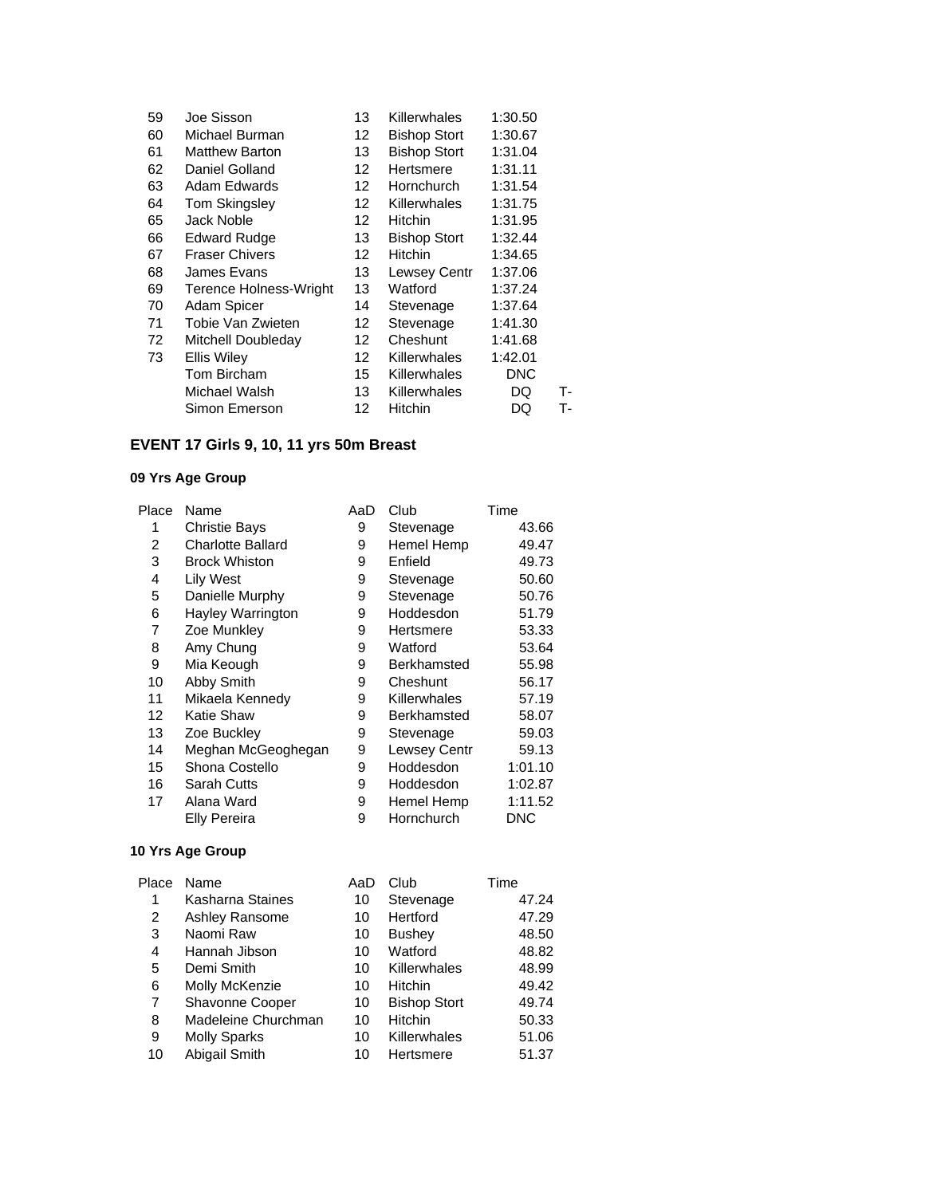| | | | | | |
|---|---|---|---|---|---|
| 59 | Joe Sisson | 13 | Killerwhales | 1:30.50 | |
| 60 | Michael Burman | 12 | Bishop Stort | 1:30.67 | |
| 61 | Matthew Barton | 13 | Bishop Stort | 1:31.04 | |
| 62 | Daniel Golland | 12 | Hertsmere | 1:31.11 | |
| 63 | Adam Edwards | 12 | Hornchurch | 1:31.54 | |
| 64 | Tom Skingsley | 12 | Killerwhales | 1:31.75 | |
| 65 | Jack Noble | 12 | Hitchin | 1:31.95 | |
| 66 | Edward Rudge | 13 | Bishop Stort | 1:32.44 | |
| 67 | Fraser Chivers | 12 | Hitchin | 1:34.65 | |
| 68 | James Evans | 13 | Lewsey Centr | 1:37.06 | |
| 69 | Terence Holness-Wright | 13 | Watford | 1:37.24 | |
| 70 | Adam Spicer | 14 | Stevenage | 1:37.64 | |
| 71 | Tobie Van Zwieten | 12 | Stevenage | 1:41.30 | |
| 72 | Mitchell Doubleday | 12 | Cheshunt | 1:41.68 | |
| 73 | Ellis Wiley | 12 | Killerwhales | 1:42.01 | |
| | Tom Bircham | 15 | Killerwhales | DNC | |
| | Michael Walsh | 13 | Killerwhales | DQ | T- |
| | Simon Emerson | 12 | Hitchin | DQ | T- |

## EVENT 17 Girls 9, 10, 11 yrs 50m Breast

### 09 Yrs Age Group

| Place | Name | AaD | Club | Time |
|---|---|---|---|---|
| 1 | Christie Bays | 9 | Stevenage | 43.66 |
| 2 | Charlotte Ballard | 9 | Hemel Hemp | 49.47 |
| 3 | Brock Whiston | 9 | Enfield | 49.73 |
| 4 | Lily West | 9 | Stevenage | 50.60 |
| 5 | Danielle Murphy | 9 | Stevenage | 50.76 |
| 6 | Hayley Warrington | 9 | Hoddesdon | 51.79 |
| 7 | Zoe Munkley | 9 | Hertsmere | 53.33 |
| 8 | Amy Chung | 9 | Watford | 53.64 |
| 9 | Mia Keough | 9 | Berkhamsted | 55.98 |
| 10 | Abby Smith | 9 | Cheshunt | 56.17 |
| 11 | Mikaela Kennedy | 9 | Killerwhales | 57.19 |
| 12 | Katie Shaw | 9 | Berkhamsted | 58.07 |
| 13 | Zoe Buckley | 9 | Stevenage | 59.03 |
| 14 | Meghan McGeoghegan | 9 | Lewsey Centr | 59.13 |
| 15 | Shona Costello | 9 | Hoddesdon | 1:01.10 |
| 16 | Sarah Cutts | 9 | Hoddesdon | 1:02.87 |
| 17 | Alana Ward | 9 | Hemel Hemp | 1:11.52 |
| | Elly Pereira | 9 | Hornchurch | DNC |

### 10 Yrs Age Group

| Place | Name | AaD | Club | Time |
|---|---|---|---|---|
| 1 | Kasharna Staines | 10 | Stevenage | 47.24 |
| 2 | Ashley Ransome | 10 | Hertford | 47.29 |
| 3 | Naomi Raw | 10 | Bushey | 48.50 |
| 4 | Hannah Jibson | 10 | Watford | 48.82 |
| 5 | Demi Smith | 10 | Killerwhales | 48.99 |
| 6 | Molly McKenzie | 10 | Hitchin | 49.42 |
| 7 | Shavonne Cooper | 10 | Bishop Stort | 49.74 |
| 8 | Madeleine Churchman | 10 | Hitchin | 50.33 |
| 9 | Molly Sparks | 10 | Killerwhales | 51.06 |
| 10 | Abigail Smith | 10 | Hertsmere | 51.37 |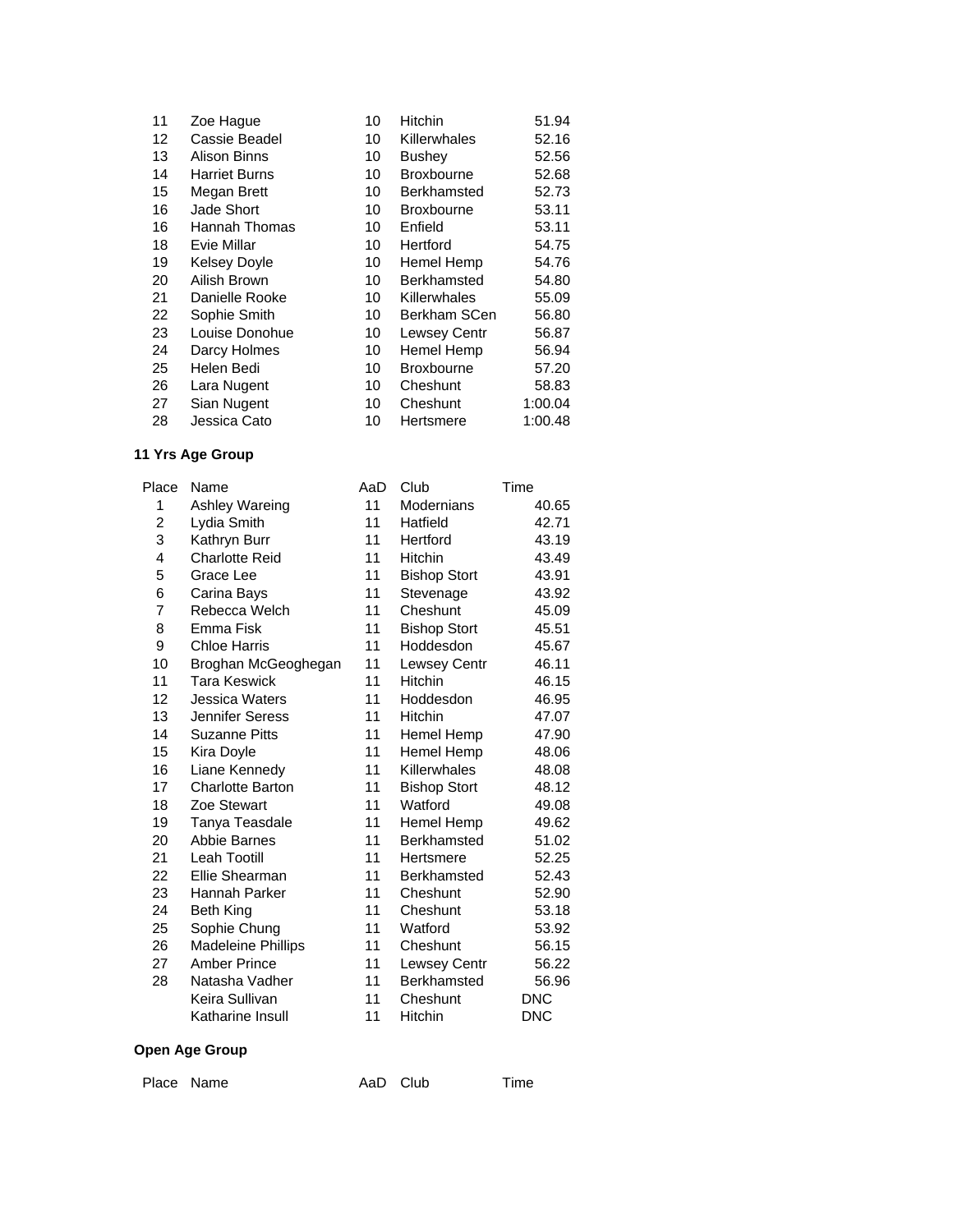| 11 | Zoe Hague | 10 | Hitchin | 51.94 |
|---|---|---|---|---|
| 12 | Cassie Beadel | 10 | Killerwhales | 52.16 |
| 13 | Alison Binns | 10 | Bushey | 52.56 |
| 14 | Harriet Burns | 10 | Broxbourne | 52.68 |
| 15 | Megan Brett | 10 | Berkhamsted | 52.73 |
| 16 | Jade Short | 10 | Broxbourne | 53.11 |
| 16 | Hannah Thomas | 10 | Enfield | 53.11 |
| 18 | Evie Millar | 10 | Hertford | 54.75 |
| 19 | Kelsey Doyle | 10 | Hemel Hemp | 54.76 |
| 20 | Ailish Brown | 10 | Berkhamsted | 54.80 |
| 21 | Danielle Rooke | 10 | Killerwhales | 55.09 |
| 22 | Sophie Smith | 10 | Berkham SCen | 56.80 |
| 23 | Louise Donohue | 10 | Lewsey Centr | 56.87 |
| 24 | Darcy Holmes | 10 | Hemel Hemp | 56.94 |
| 25 | Helen Bedi | 10 | Broxbourne | 57.20 |
| 26 | Lara Nugent | 10 | Cheshunt | 58.83 |
| 27 | Sian Nugent | 10 | Cheshunt | 1:00.04 |
| 28 | Jessica Cato | 10 | Hertsmere | 1:00.48 |

**11 Yrs Age Group**

| Place | Name | AaD | Club | Time |
|---|---|---|---|---|
| 1 | Ashley Wareing | 11 | Modernians | 40.65 |
| 2 | Lydia Smith | 11 | Hatfield | 42.71 |
| 3 | Kathryn Burr | 11 | Hertford | 43.19 |
| 4 | Charlotte Reid | 11 | Hitchin | 43.49 |
| 5 | Grace Lee | 11 | Bishop Stort | 43.91 |
| 6 | Carina Bays | 11 | Stevenage | 43.92 |
| 7 | Rebecca Welch | 11 | Cheshunt | 45.09 |
| 8 | Emma Fisk | 11 | Bishop Stort | 45.51 |
| 9 | Chloe Harris | 11 | Hoddesdon | 45.67 |
| 10 | Broghan McGeoghegan | 11 | Lewsey Centr | 46.11 |
| 11 | Tara Keswick | 11 | Hitchin | 46.15 |
| 12 | Jessica Waters | 11 | Hoddesdon | 46.95 |
| 13 | Jennifer Seress | 11 | Hitchin | 47.07 |
| 14 | Suzanne Pitts | 11 | Hemel Hemp | 47.90 |
| 15 | Kira Doyle | 11 | Hemel Hemp | 48.06 |
| 16 | Liane Kennedy | 11 | Killerwhales | 48.08 |
| 17 | Charlotte Barton | 11 | Bishop Stort | 48.12 |
| 18 | Zoe Stewart | 11 | Watford | 49.08 |
| 19 | Tanya Teasdale | 11 | Hemel Hemp | 49.62 |
| 20 | Abbie Barnes | 11 | Berkhamsted | 51.02 |
| 21 | Leah Tootill | 11 | Hertsmere | 52.25 |
| 22 | Ellie Shearman | 11 | Berkhamsted | 52.43 |
| 23 | Hannah Parker | 11 | Cheshunt | 52.90 |
| 24 | Beth King | 11 | Cheshunt | 53.18 |
| 25 | Sophie Chung | 11 | Watford | 53.92 |
| 26 | Madeleine Phillips | 11 | Cheshunt | 56.15 |
| 27 | Amber Prince | 11 | Lewsey Centr | 56.22 |
| 28 | Natasha Vadher | 11 | Berkhamsted | 56.96 |
| | Keira Sullivan | 11 | Cheshunt | DNC |
| | Katharine Insull | 11 | Hitchin | DNC |

**Open Age Group**

| Place | Name | AaD | Club | Time |
|---|---|---|---|---|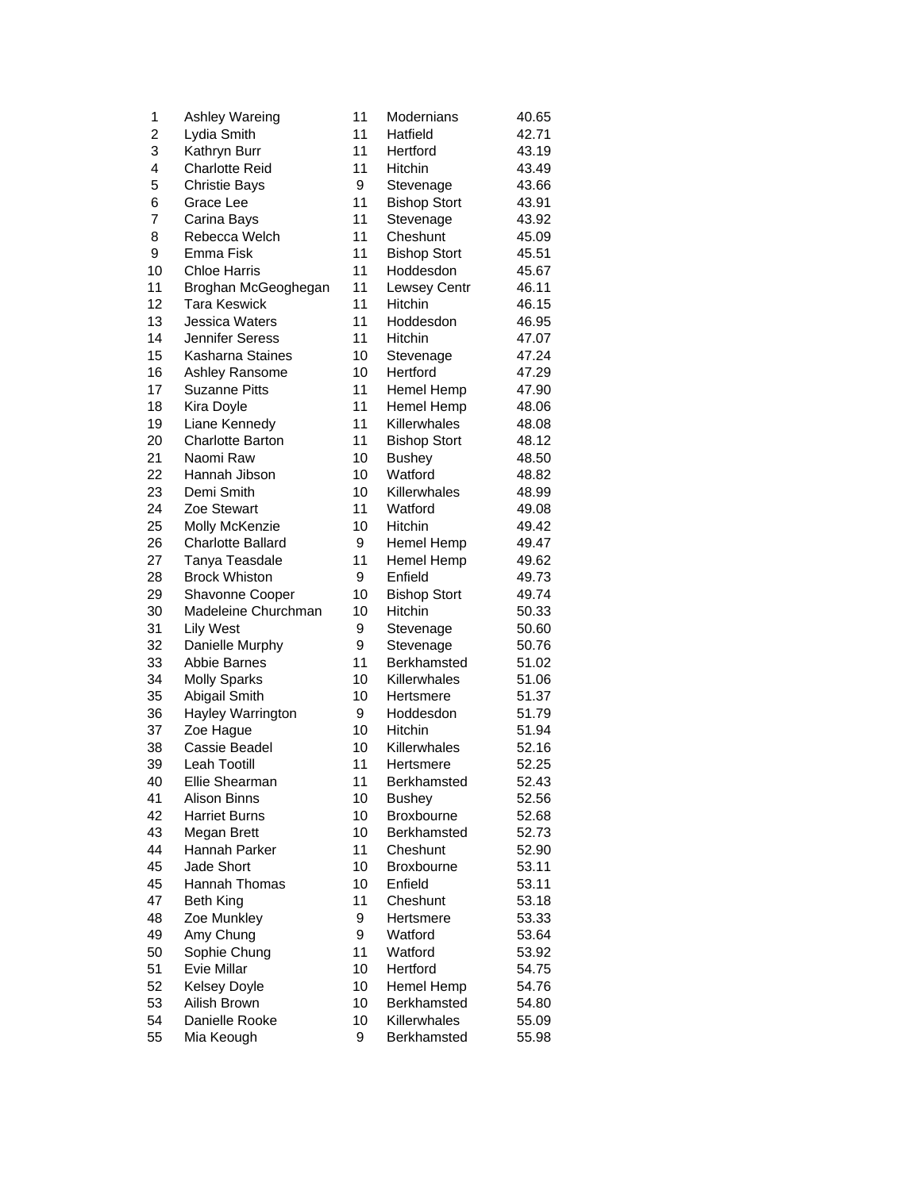| | | | | |
|---|---|---|---|---|
| 1 | Ashley Wareing | 11 | Modernians | 40.65 |
| 2 | Lydia Smith | 11 | Hatfield | 42.71 |
| 3 | Kathryn Burr | 11 | Hertford | 43.19 |
| 4 | Charlotte Reid | 11 | Hitchin | 43.49 |
| 5 | Christie Bays | 9 | Stevenage | 43.66 |
| 6 | Grace Lee | 11 | Bishop Stort | 43.91 |
| 7 | Carina Bays | 11 | Stevenage | 43.92 |
| 8 | Rebecca Welch | 11 | Cheshunt | 45.09 |
| 9 | Emma Fisk | 11 | Bishop Stort | 45.51 |
| 10 | Chloe Harris | 11 | Hoddesdon | 45.67 |
| 11 | Broghan McGeoghegan | 11 | Lewsey Centr | 46.11 |
| 12 | Tara Keswick | 11 | Hitchin | 46.15 |
| 13 | Jessica Waters | 11 | Hoddesdon | 46.95 |
| 14 | Jennifer Seress | 11 | Hitchin | 47.07 |
| 15 | Kasharna Staines | 10 | Stevenage | 47.24 |
| 16 | Ashley Ransome | 10 | Hertford | 47.29 |
| 17 | Suzanne Pitts | 11 | Hemel Hemp | 47.90 |
| 18 | Kira Doyle | 11 | Hemel Hemp | 48.06 |
| 19 | Liane Kennedy | 11 | Killerwhales | 48.08 |
| 20 | Charlotte Barton | 11 | Bishop Stort | 48.12 |
| 21 | Naomi Raw | 10 | Bushey | 48.50 |
| 22 | Hannah Jibson | 10 | Watford | 48.82 |
| 23 | Demi Smith | 10 | Killerwhales | 48.99 |
| 24 | Zoe Stewart | 11 | Watford | 49.08 |
| 25 | Molly McKenzie | 10 | Hitchin | 49.42 |
| 26 | Charlotte Ballard | 9 | Hemel Hemp | 49.47 |
| 27 | Tanya Teasdale | 11 | Hemel Hemp | 49.62 |
| 28 | Brock Whiston | 9 | Enfield | 49.73 |
| 29 | Shavonne Cooper | 10 | Bishop Stort | 49.74 |
| 30 | Madeleine Churchman | 10 | Hitchin | 50.33 |
| 31 | Lily West | 9 | Stevenage | 50.60 |
| 32 | Danielle Murphy | 9 | Stevenage | 50.76 |
| 33 | Abbie Barnes | 11 | Berkhamsted | 51.02 |
| 34 | Molly Sparks | 10 | Killerwhales | 51.06 |
| 35 | Abigail Smith | 10 | Hertsmere | 51.37 |
| 36 | Hayley Warrington | 9 | Hoddesdon | 51.79 |
| 37 | Zoe Hague | 10 | Hitchin | 51.94 |
| 38 | Cassie Beadel | 10 | Killerwhales | 52.16 |
| 39 | Leah Tootill | 11 | Hertsmere | 52.25 |
| 40 | Ellie Shearman | 11 | Berkhamsted | 52.43 |
| 41 | Alison Binns | 10 | Bushey | 52.56 |
| 42 | Harriet Burns | 10 | Broxbourne | 52.68 |
| 43 | Megan Brett | 10 | Berkhamsted | 52.73 |
| 44 | Hannah Parker | 11 | Cheshunt | 52.90 |
| 45 | Jade Short | 10 | Broxbourne | 53.11 |
| 45 | Hannah Thomas | 10 | Enfield | 53.11 |
| 47 | Beth King | 11 | Cheshunt | 53.18 |
| 48 | Zoe Munkley | 9 | Hertsmere | 53.33 |
| 49 | Amy Chung | 9 | Watford | 53.64 |
| 50 | Sophie Chung | 11 | Watford | 53.92 |
| 51 | Evie Millar | 10 | Hertford | 54.75 |
| 52 | Kelsey Doyle | 10 | Hemel Hemp | 54.76 |
| 53 | Ailish Brown | 10 | Berkhamsted | 54.80 |
| 54 | Danielle Rooke | 10 | Killerwhales | 55.09 |
| 55 | Mia Keough | 9 | Berkhamsted | 55.98 |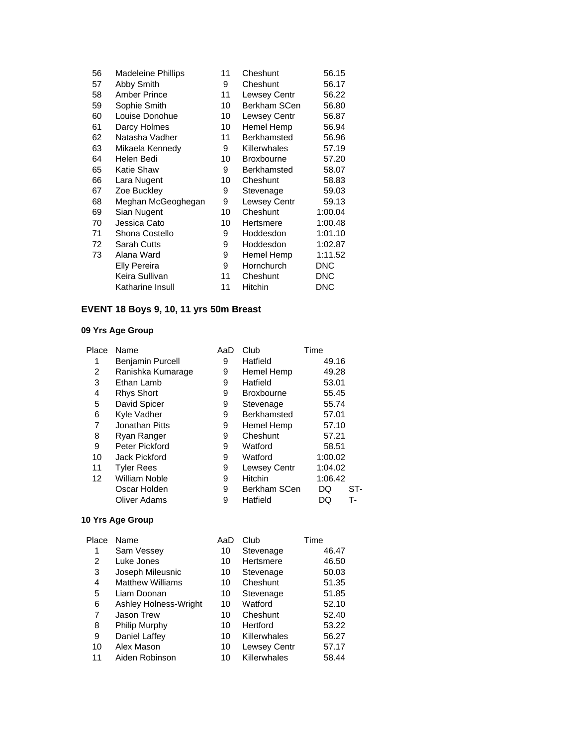| | | | | |
|---|---|---|---|---|
| 56 | Madeleine Phillips | 11 | Cheshunt | 56.15 |
| 57 | Abby Smith | 9 | Cheshunt | 56.17 |
| 58 | Amber Prince | 11 | Lewsey Centr | 56.22 |
| 59 | Sophie Smith | 10 | Berkham SCen | 56.80 |
| 60 | Louise Donohue | 10 | Lewsey Centr | 56.87 |
| 61 | Darcy Holmes | 10 | Hemel Hemp | 56.94 |
| 62 | Natasha Vadher | 11 | Berkhamsted | 56.96 |
| 63 | Mikaela Kennedy | 9 | Killerwhales | 57.19 |
| 64 | Helen Bedi | 10 | Broxbourne | 57.20 |
| 65 | Katie Shaw | 9 | Berkhamsted | 58.07 |
| 66 | Lara Nugent | 10 | Cheshunt | 58.83 |
| 67 | Zoe Buckley | 9 | Stevenage | 59.03 |
| 68 | Meghan McGeoghegan | 9 | Lewsey Centr | 59.13 |
| 69 | Sian Nugent | 10 | Cheshunt | 1:00.04 |
| 70 | Jessica Cato | 10 | Hertsmere | 1:00.48 |
| 71 | Shona Costello | 9 | Hoddesdon | 1:01.10 |
| 72 | Sarah Cutts | 9 | Hoddesdon | 1:02.87 |
| 73 | Alana Ward | 9 | Hemel Hemp | 1:11.52 |
| | Elly Pereira | 9 | Hornchurch | DNC |
| | Keira Sullivan | 11 | Cheshunt | DNC |
| | Katharine Insull | 11 | Hitchin | DNC |

### EVENT 18 Boys 9, 10, 11 yrs 50m Breast

#### 09 Yrs Age Group

| Place | Name | AaD | Club | Time | |
|---|---|---|---|---|---|
| 1 | Benjamin Purcell | 9 | Hatfield | 49.16 | |
| 2 | Ranishka Kumarage | 9 | Hemel Hemp | 49.28 | |
| 3 | Ethan Lamb | 9 | Hatfield | 53.01 | |
| 4 | Rhys Short | 9 | Broxbourne | 55.45 | |
| 5 | David Spicer | 9 | Stevenage | 55.74 | |
| 6 | Kyle Vadher | 9 | Berkhamsted | 57.01 | |
| 7 | Jonathan Pitts | 9 | Hemel Hemp | 57.10 | |
| 8 | Ryan Ranger | 9 | Cheshunt | 57.21 | |
| 9 | Peter Pickford | 9 | Watford | 58.51 | |
| 10 | Jack Pickford | 9 | Watford | 1:00.02 | |
| 11 | Tyler Rees | 9 | Lewsey Centr | 1:04.02 | |
| 12 | William Noble | 9 | Hitchin | 1:06.42 | |
| | Oscar Holden | 9 | Berkham SCen | DQ | ST- |
| | Oliver Adams | 9 | Hatfield | DQ | T- |

#### 10 Yrs Age Group

| Place | Name | AaD | Club | Time |
|---|---|---|---|---|
| 1 | Sam Vessey | 10 | Stevenage | 46.47 |
| 2 | Luke Jones | 10 | Hertsmere | 46.50 |
| 3 | Joseph Mileusnic | 10 | Stevenage | 50.03 |
| 4 | Matthew Williams | 10 | Cheshunt | 51.35 |
| 5 | Liam Doonan | 10 | Stevenage | 51.85 |
| 6 | Ashley Holness-Wright | 10 | Watford | 52.10 |
| 7 | Jason Trew | 10 | Cheshunt | 52.40 |
| 8 | Philip Murphy | 10 | Hertford | 53.22 |
| 9 | Daniel Laffey | 10 | Killerwhales | 56.27 |
| 10 | Alex Mason | 10 | Lewsey Centr | 57.17 |
| 11 | Aiden Robinson | 10 | Killerwhales | 58.44 |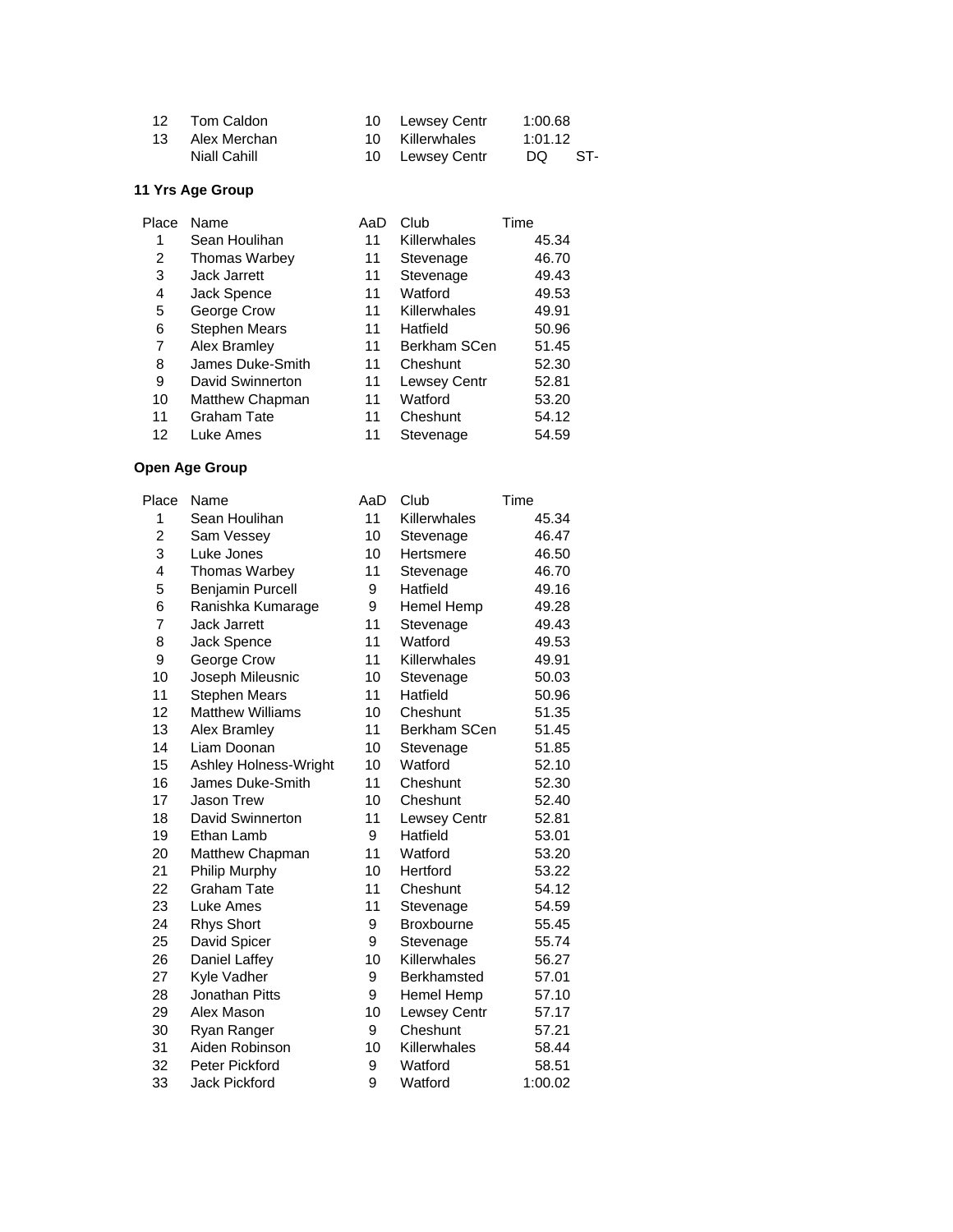| Place | Name | AaD | Club | Time | |
|---|---|---|---|---|---|
| 12 | Tom Caldon | 10 | Lewsey Centr | 1:00.68 | |
| 13 | Alex Merchan | 10 | Killerwhales | 1:01.12 | |
| | Niall Cahill | 10 | Lewsey Centr | DQ | ST- |

**11 Yrs Age Group**

| Place | Name | AaD | Club | Time |
|---|---|---|---|---|
| 1 | Sean Houlihan | 11 | Killerwhales | 45.34 |
| 2 | Thomas Warbey | 11 | Stevenage | 46.70 |
| 3 | Jack Jarrett | 11 | Stevenage | 49.43 |
| 4 | Jack Spence | 11 | Watford | 49.53 |
| 5 | George Crow | 11 | Killerwhales | 49.91 |
| 6 | Stephen Mears | 11 | Hatfield | 50.96 |
| 7 | Alex Bramley | 11 | Berkham SCen | 51.45 |
| 8 | James Duke-Smith | 11 | Cheshunt | 52.30 |
| 9 | David Swinnerton | 11 | Lewsey Centr | 52.81 |
| 10 | Matthew Chapman | 11 | Watford | 53.20 |
| 11 | Graham Tate | 11 | Cheshunt | 54.12 |
| 12 | Luke Ames | 11 | Stevenage | 54.59 |

**Open Age Group**

| Place | Name | AaD | Club | Time |
|---|---|---|---|---|
| 1 | Sean Houlihan | 11 | Killerwhales | 45.34 |
| 2 | Sam Vessey | 10 | Stevenage | 46.47 |
| 3 | Luke Jones | 10 | Hertsmere | 46.50 |
| 4 | Thomas Warbey | 11 | Stevenage | 46.70 |
| 5 | Benjamin Purcell | 9 | Hatfield | 49.16 |
| 6 | Ranishka Kumarage | 9 | Hemel Hemp | 49.28 |
| 7 | Jack Jarrett | 11 | Stevenage | 49.43 |
| 8 | Jack Spence | 11 | Watford | 49.53 |
| 9 | George Crow | 11 | Killerwhales | 49.91 |
| 10 | Joseph Mileusnic | 10 | Stevenage | 50.03 |
| 11 | Stephen Mears | 11 | Hatfield | 50.96 |
| 12 | Matthew Williams | 10 | Cheshunt | 51.35 |
| 13 | Alex Bramley | 11 | Berkham SCen | 51.45 |
| 14 | Liam Doonan | 10 | Stevenage | 51.85 |
| 15 | Ashley Holness-Wright | 10 | Watford | 52.10 |
| 16 | James Duke-Smith | 11 | Cheshunt | 52.30 |
| 17 | Jason Trew | 10 | Cheshunt | 52.40 |
| 18 | David Swinnerton | 11 | Lewsey Centr | 52.81 |
| 19 | Ethan Lamb | 9 | Hatfield | 53.01 |
| 20 | Matthew Chapman | 11 | Watford | 53.20 |
| 21 | Philip Murphy | 10 | Hertford | 53.22 |
| 22 | Graham Tate | 11 | Cheshunt | 54.12 |
| 23 | Luke Ames | 11 | Stevenage | 54.59 |
| 24 | Rhys Short | 9 | Broxbourne | 55.45 |
| 25 | David Spicer | 9 | Stevenage | 55.74 |
| 26 | Daniel Laffey | 10 | Killerwhales | 56.27 |
| 27 | Kyle Vadher | 9 | Berkhamsted | 57.01 |
| 28 | Jonathan Pitts | 9 | Hemel Hemp | 57.10 |
| 29 | Alex Mason | 10 | Lewsey Centr | 57.17 |
| 30 | Ryan Ranger | 9 | Cheshunt | 57.21 |
| 31 | Aiden Robinson | 10 | Killerwhales | 58.44 |
| 32 | Peter Pickford | 9 | Watford | 58.51 |
| 33 | Jack Pickford | 9 | Watford | 1:00.02 |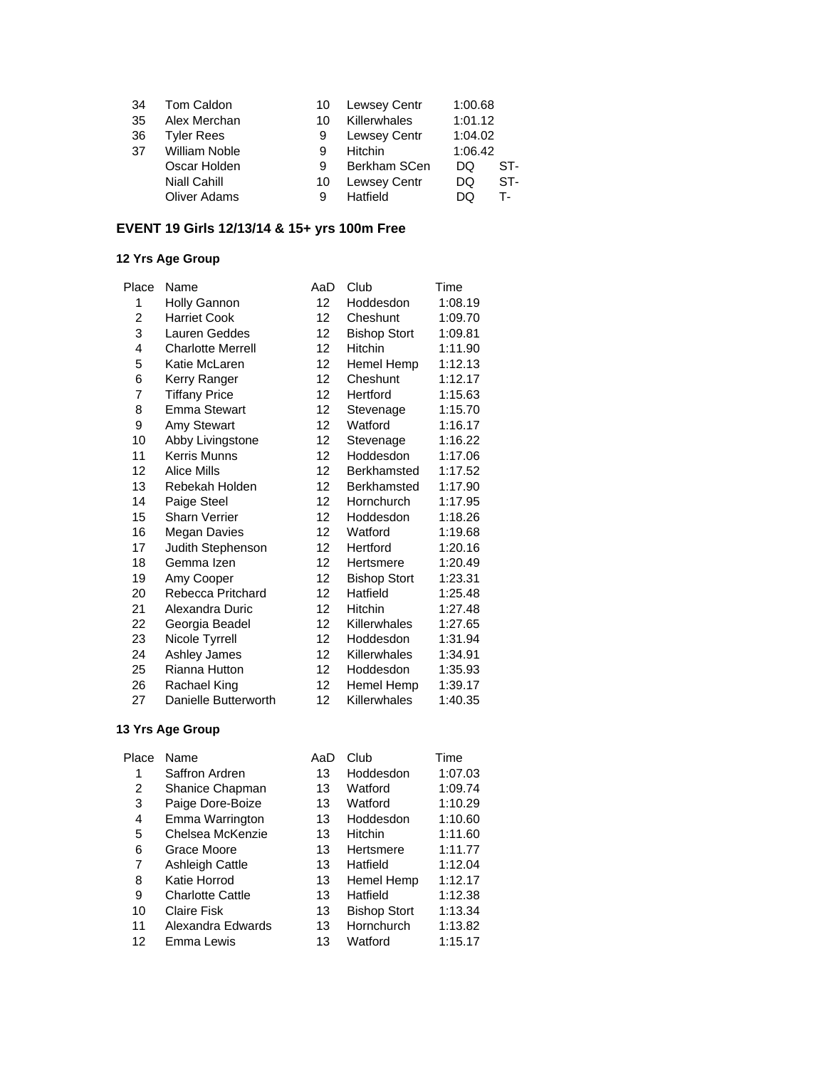| | | | | | |
|---|---|---|---|---|---|
| 34 | Tom Caldon | 10 | Lewsey Centr | 1:00.68 | |
| 35 | Alex Merchan | 10 | Killerwhales | 1:01.12 | |
| 36 | Tyler Rees | 9 | Lewsey Centr | 1:04.02 | |
| 37 | William Noble | 9 | Hitchin | 1:06.42 | |
| | Oscar Holden | 9 | Berkham SCen | DQ | ST- |
| | Niall Cahill | 10 | Lewsey Centr | DQ | ST- |
| | Oliver Adams | 9 | Hatfield | DQ | T- |

## EVENT 19 Girls 12/13/14 & 15+ yrs 100m Free

### 12 Yrs Age Group

| Place | Name | AaD | Club | Time |
|---|---|---|---|---|
| 1 | Holly Gannon | 12 | Hoddesdon | 1:08.19 |
| 2 | Harriet Cook | 12 | Cheshunt | 1:09.70 |
| 3 | Lauren Geddes | 12 | Bishop Stort | 1:09.81 |
| 4 | Charlotte Merrell | 12 | Hitchin | 1:11.90 |
| 5 | Katie McLaren | 12 | Hemel Hemp | 1:12.13 |
| 6 | Kerry Ranger | 12 | Cheshunt | 1:12.17 |
| 7 | Tiffany Price | 12 | Hertford | 1:15.63 |
| 8 | Emma Stewart | 12 | Stevenage | 1:15.70 |
| 9 | Amy Stewart | 12 | Watford | 1:16.17 |
| 10 | Abby Livingstone | 12 | Stevenage | 1:16.22 |
| 11 | Kerris Munns | 12 | Hoddesdon | 1:17.06 |
| 12 | Alice Mills | 12 | Berkhamsted | 1:17.52 |
| 13 | Rebekah Holden | 12 | Berkhamsted | 1:17.90 |
| 14 | Paige Steel | 12 | Hornchurch | 1:17.95 |
| 15 | Sharn Verrier | 12 | Hoddesdon | 1:18.26 |
| 16 | Megan Davies | 12 | Watford | 1:19.68 |
| 17 | Judith Stephenson | 12 | Hertford | 1:20.16 |
| 18 | Gemma Izen | 12 | Hertsmere | 1:20.49 |
| 19 | Amy Cooper | 12 | Bishop Stort | 1:23.31 |
| 20 | Rebecca Pritchard | 12 | Hatfield | 1:25.48 |
| 21 | Alexandra Duric | 12 | Hitchin | 1:27.48 |
| 22 | Georgia Beadel | 12 | Killerwhales | 1:27.65 |
| 23 | Nicole Tyrrell | 12 | Hoddesdon | 1:31.94 |
| 24 | Ashley James | 12 | Killerwhales | 1:34.91 |
| 25 | Rianna Hutton | 12 | Hoddesdon | 1:35.93 |
| 26 | Rachael King | 12 | Hemel Hemp | 1:39.17 |
| 27 | Danielle Butterworth | 12 | Killerwhales | 1:40.35 |

### 13 Yrs Age Group

| Place | Name | AaD | Club | Time |
|---|---|---|---|---|
| 1 | Saffron Ardren | 13 | Hoddesdon | 1:07.03 |
| 2 | Shanice Chapman | 13 | Watford | 1:09.74 |
| 3 | Paige Dore-Boize | 13 | Watford | 1:10.29 |
| 4 | Emma Warrington | 13 | Hoddesdon | 1:10.60 |
| 5 | Chelsea McKenzie | 13 | Hitchin | 1:11.60 |
| 6 | Grace Moore | 13 | Hertsmere | 1:11.77 |
| 7 | Ashleigh Cattle | 13 | Hatfield | 1:12.04 |
| 8 | Katie Horrod | 13 | Hemel Hemp | 1:12.17 |
| 9 | Charlotte Cattle | 13 | Hatfield | 1:12.38 |
| 10 | Claire Fisk | 13 | Bishop Stort | 1:13.34 |
| 11 | Alexandra Edwards | 13 | Hornchurch | 1:13.82 |
| 12 | Emma Lewis | 13 | Watford | 1:15.17 |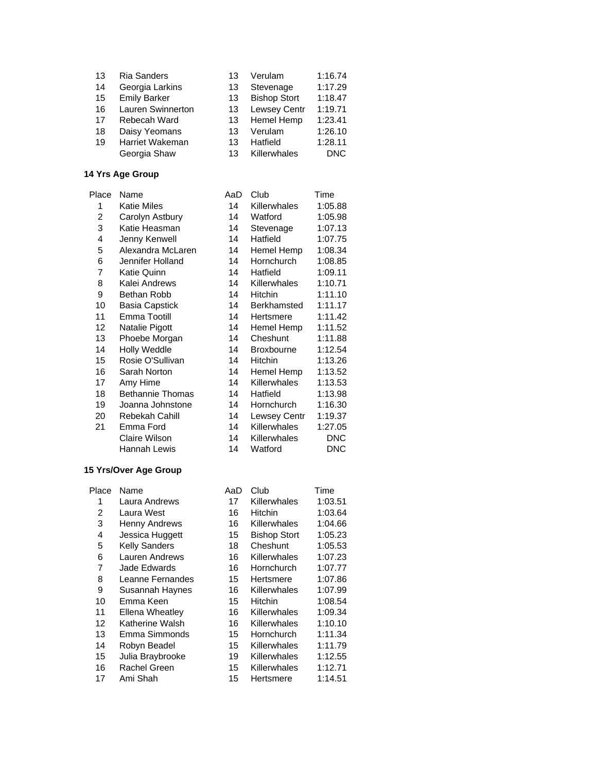| Place | Name | AaD | Club | Time |
|---|---|---|---|---|
| 13 | Ria Sanders | 13 | Verulam | 1:16.74 |
| 14 | Georgia Larkins | 13 | Stevenage | 1:17.29 |
| 15 | Emily Barker | 13 | Bishop Stort | 1:18.47 |
| 16 | Lauren Swinnerton | 13 | Lewsey Centr | 1:19.71 |
| 17 | Rebecah Ward | 13 | Hemel Hemp | 1:23.41 |
| 18 | Daisy Yeomans | 13 | Verulam | 1:26.10 |
| 19 | Harriet Wakeman | 13 | Hatfield | 1:28.11 |
| | Georgia Shaw | 13 | Killerwhales | DNC |

**14 Yrs Age Group**

| Place | Name | AaD | Club | Time |
|---|---|---|---|---|
| 1 | Katie Miles | 14 | Killerwhales | 1:05.88 |
| 2 | Carolyn Astbury | 14 | Watford | 1:05.98 |
| 3 | Katie Heasman | 14 | Stevenage | 1:07.13 |
| 4 | Jenny Kenwell | 14 | Hatfield | 1:07.75 |
| 5 | Alexandra McLaren | 14 | Hemel Hemp | 1:08.34 |
| 6 | Jennifer Holland | 14 | Hornchurch | 1:08.85 |
| 7 | Katie Quinn | 14 | Hatfield | 1:09.11 |
| 8 | Kalei Andrews | 14 | Killerwhales | 1:10.71 |
| 9 | Bethan Robb | 14 | Hitchin | 1:11.10 |
| 10 | Basia Capstick | 14 | Berkhamsted | 1:11.17 |
| 11 | Emma Tootill | 14 | Hertsmere | 1:11.42 |
| 12 | Natalie Pigott | 14 | Hemel Hemp | 1:11.52 |
| 13 | Phoebe Morgan | 14 | Cheshunt | 1:11.88 |
| 14 | Holly Weddle | 14 | Broxbourne | 1:12.54 |
| 15 | Rosie O'Sullivan | 14 | Hitchin | 1:13.26 |
| 16 | Sarah Norton | 14 | Hemel Hemp | 1:13.52 |
| 17 | Amy Hime | 14 | Killerwhales | 1:13.53 |
| 18 | Bethannie Thomas | 14 | Hatfield | 1:13.98 |
| 19 | Joanna Johnstone | 14 | Hornchurch | 1:16.30 |
| 20 | Rebekah Cahill | 14 | Lewsey Centr | 1:19.37 |
| 21 | Emma Ford | 14 | Killerwhales | 1:27.05 |
| | Claire Wilson | 14 | Killerwhales | DNC |
| | Hannah Lewis | 14 | Watford | DNC |

**15 Yrs/Over Age Group**

| Place | Name | AaD | Club | Time |
|---|---|---|---|---|
| 1 | Laura Andrews | 17 | Killerwhales | 1:03.51 |
| 2 | Laura West | 16 | Hitchin | 1:03.64 |
| 3 | Henny Andrews | 16 | Killerwhales | 1:04.66 |
| 4 | Jessica Huggett | 15 | Bishop Stort | 1:05.23 |
| 5 | Kelly Sanders | 18 | Cheshunt | 1:05.53 |
| 6 | Lauren Andrews | 16 | Killerwhales | 1:07.23 |
| 7 | Jade Edwards | 16 | Hornchurch | 1:07.77 |
| 8 | Leanne Fernandes | 15 | Hertsmere | 1:07.86 |
| 9 | Susannah Haynes | 16 | Killerwhales | 1:07.99 |
| 10 | Emma Keen | 15 | Hitchin | 1:08.54 |
| 11 | Ellena Wheatley | 16 | Killerwhales | 1:09.34 |
| 12 | Katherine Walsh | 16 | Killerwhales | 1:10.10 |
| 13 | Emma Simmonds | 15 | Hornchurch | 1:11.34 |
| 14 | Robyn Beadel | 15 | Killerwhales | 1:11.79 |
| 15 | Julia Braybrooke | 19 | Killerwhales | 1:12.55 |
| 16 | Rachel Green | 15 | Killerwhales | 1:12.71 |
| 17 | Ami Shah | 15 | Hertsmere | 1:14.51 |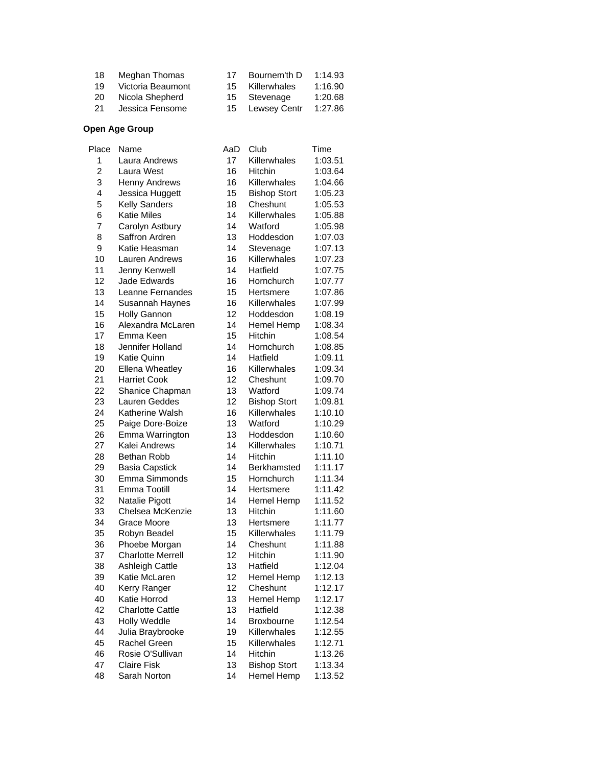| 18 | Meghan Thomas | 17 | Bournem'th D | 1:14.93 |
|---|---|---|---|---|
| 19 | Victoria Beaumont | 15 | Killerwhales | 1:16.90 |
| 20 | Nicola Shepherd | 15 | Stevenage | 1:20.68 |
| 21 | Jessica Fensome | 15 | Lewsey Centr | 1:27.86 |

**Open Age Group**

| Place | Name | AaD | Club | Time |
|---|---|---|---|---|
| 1 | Laura Andrews | 17 | Killerwhales | 1:03.51 |
| 2 | Laura West | 16 | Hitchin | 1:03.64 |
| 3 | Henny Andrews | 16 | Killerwhales | 1:04.66 |
| 4 | Jessica Huggett | 15 | Bishop Stort | 1:05.23 |
| 5 | Kelly Sanders | 18 | Cheshunt | 1:05.53 |
| 6 | Katie Miles | 14 | Killerwhales | 1:05.88 |
| 7 | Carolyn Astbury | 14 | Watford | 1:05.98 |
| 8 | Saffron Ardren | 13 | Hoddesdon | 1:07.03 |
| 9 | Katie Heasman | 14 | Stevenage | 1:07.13 |
| 10 | Lauren Andrews | 16 | Killerwhales | 1:07.23 |
| 11 | Jenny Kenwell | 14 | Hatfield | 1:07.75 |
| 12 | Jade Edwards | 16 | Hornchurch | 1:07.77 |
| 13 | Leanne Fernandes | 15 | Hertsmere | 1:07.86 |
| 14 | Susannah Haynes | 16 | Killerwhales | 1:07.99 |
| 15 | Holly Gannon | 12 | Hoddesdon | 1:08.19 |
| 16 | Alexandra McLaren | 14 | Hemel Hemp | 1:08.34 |
| 17 | Emma Keen | 15 | Hitchin | 1:08.54 |
| 18 | Jennifer Holland | 14 | Hornchurch | 1:08.85 |
| 19 | Katie Quinn | 14 | Hatfield | 1:09.11 |
| 20 | Ellena Wheatley | 16 | Killerwhales | 1:09.34 |
| 21 | Harriet Cook | 12 | Cheshunt | 1:09.70 |
| 22 | Shanice Chapman | 13 | Watford | 1:09.74 |
| 23 | Lauren Geddes | 12 | Bishop Stort | 1:09.81 |
| 24 | Katherine Walsh | 16 | Killerwhales | 1:10.10 |
| 25 | Paige Dore-Boize | 13 | Watford | 1:10.29 |
| 26 | Emma Warrington | 13 | Hoddesdon | 1:10.60 |
| 27 | Kalei Andrews | 14 | Killerwhales | 1:10.71 |
| 28 | Bethan Robb | 14 | Hitchin | 1:11.10 |
| 29 | Basia Capstick | 14 | Berkhamsted | 1:11.17 |
| 30 | Emma Simmonds | 15 | Hornchurch | 1:11.34 |
| 31 | Emma Tootill | 14 | Hertsmere | 1:11.42 |
| 32 | Natalie Pigott | 14 | Hemel Hemp | 1:11.52 |
| 33 | Chelsea McKenzie | 13 | Hitchin | 1:11.60 |
| 34 | Grace Moore | 13 | Hertsmere | 1:11.77 |
| 35 | Robyn Beadel | 15 | Killerwhales | 1:11.79 |
| 36 | Phoebe Morgan | 14 | Cheshunt | 1:11.88 |
| 37 | Charlotte Merrell | 12 | Hitchin | 1:11.90 |
| 38 | Ashleigh Cattle | 13 | Hatfield | 1:12.04 |
| 39 | Katie McLaren | 12 | Hemel Hemp | 1:12.13 |
| 40 | Kerry Ranger | 12 | Cheshunt | 1:12.17 |
| 40 | Katie Horrod | 13 | Hemel Hemp | 1:12.17 |
| 42 | Charlotte Cattle | 13 | Hatfield | 1:12.38 |
| 43 | Holly Weddle | 14 | Broxbourne | 1:12.54 |
| 44 | Julia Braybrooke | 19 | Killerwhales | 1:12.55 |
| 45 | Rachel Green | 15 | Killerwhales | 1:12.71 |
| 46 | Rosie O'Sullivan | 14 | Hitchin | 1:13.26 |
| 47 | Claire Fisk | 13 | Bishop Stort | 1:13.34 |
| 48 | Sarah Norton | 14 | Hemel Hemp | 1:13.52 |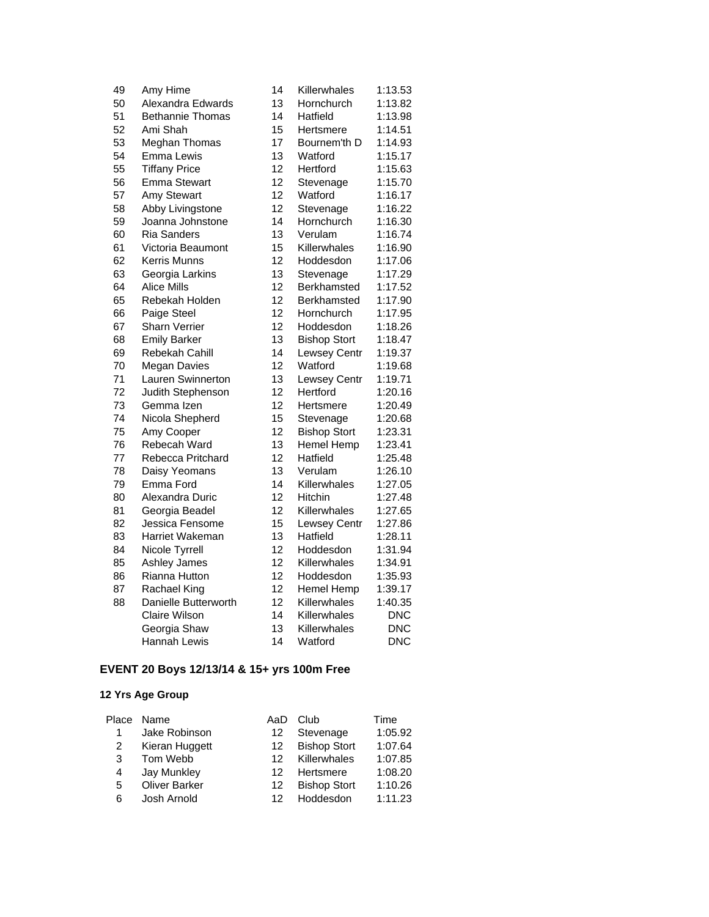| | | | | |
|---|---|---|---|---|
| 49 | Amy Hime | 14 | Killerwhales | 1:13.53 |
| 50 | Alexandra Edwards | 13 | Hornchurch | 1:13.82 |
| 51 | Bethannie Thomas | 14 | Hatfield | 1:13.98 |
| 52 | Ami Shah | 15 | Hertsmere | 1:14.51 |
| 53 | Meghan Thomas | 17 | Bournem'th D | 1:14.93 |
| 54 | Emma Lewis | 13 | Watford | 1:15.17 |
| 55 | Tiffany Price | 12 | Hertford | 1:15.63 |
| 56 | Emma Stewart | 12 | Stevenage | 1:15.70 |
| 57 | Amy Stewart | 12 | Watford | 1:16.17 |
| 58 | Abby Livingstone | 12 | Stevenage | 1:16.22 |
| 59 | Joanna Johnstone | 14 | Hornchurch | 1:16.30 |
| 60 | Ria Sanders | 13 | Verulam | 1:16.74 |
| 61 | Victoria Beaumont | 15 | Killerwhales | 1:16.90 |
| 62 | Kerris Munns | 12 | Hoddesdon | 1:17.06 |
| 63 | Georgia Larkins | 13 | Stevenage | 1:17.29 |
| 64 | Alice Mills | 12 | Berkhamsted | 1:17.52 |
| 65 | Rebekah Holden | 12 | Berkhamsted | 1:17.90 |
| 66 | Paige Steel | 12 | Hornchurch | 1:17.95 |
| 67 | Sharn Verrier | 12 | Hoddesdon | 1:18.26 |
| 68 | Emily Barker | 13 | Bishop Stort | 1:18.47 |
| 69 | Rebekah Cahill | 14 | Lewsey Centr | 1:19.37 |
| 70 | Megan Davies | 12 | Watford | 1:19.68 |
| 71 | Lauren Swinnerton | 13 | Lewsey Centr | 1:19.71 |
| 72 | Judith Stephenson | 12 | Hertford | 1:20.16 |
| 73 | Gemma Izen | 12 | Hertsmere | 1:20.49 |
| 74 | Nicola Shepherd | 15 | Stevenage | 1:20.68 |
| 75 | Amy Cooper | 12 | Bishop Stort | 1:23.31 |
| 76 | Rebecah Ward | 13 | Hemel Hemp | 1:23.41 |
| 77 | Rebecca Pritchard | 12 | Hatfield | 1:25.48 |
| 78 | Daisy Yeomans | 13 | Verulam | 1:26.10 |
| 79 | Emma Ford | 14 | Killerwhales | 1:27.05 |
| 80 | Alexandra Duric | 12 | Hitchin | 1:27.48 |
| 81 | Georgia Beadel | 12 | Killerwhales | 1:27.65 |
| 82 | Jessica Fensome | 15 | Lewsey Centr | 1:27.86 |
| 83 | Harriet Wakeman | 13 | Hatfield | 1:28.11 |
| 84 | Nicole Tyrrell | 12 | Hoddesdon | 1:31.94 |
| 85 | Ashley James | 12 | Killerwhales | 1:34.91 |
| 86 | Rianna Hutton | 12 | Hoddesdon | 1:35.93 |
| 87 | Rachael King | 12 | Hemel Hemp | 1:39.17 |
| 88 | Danielle Butterworth | 12 | Killerwhales | 1:40.35 |
| | Claire Wilson | 14 | Killerwhales | DNC |
| | Georgia Shaw | 13 | Killerwhales | DNC |
| | Hannah Lewis | 14 | Watford | DNC |

## EVENT 20 Boys 12/13/14 & 15+ yrs 100m Free

### 12 Yrs Age Group

| Place | Name | AaD | Club | Time |
|---|---|---|---|---|
| 1 | Jake Robinson | 12 | Stevenage | 1:05.92 |
| 2 | Kieran Huggett | 12 | Bishop Stort | 1:07.64 |
| 3 | Tom Webb | 12 | Killerwhales | 1:07.85 |
| 4 | Jay Munkley | 12 | Hertsmere | 1:08.20 |
| 5 | Oliver Barker | 12 | Bishop Stort | 1:10.26 |
| 6 | Josh Arnold | 12 | Hoddesdon | 1:11.23 |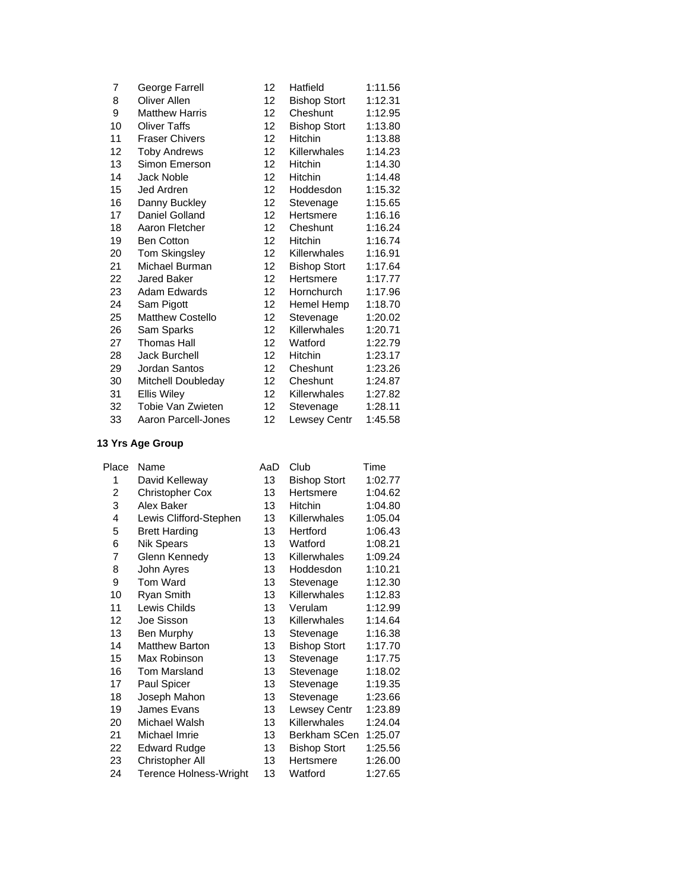| | | | | |
|---|---|---|---|---|
| 7 | George Farrell | 12 | Hatfield | 1:11.56 |
| 8 | Oliver Allen | 12 | Bishop Stort | 1:12.31 |
| 9 | Matthew Harris | 12 | Cheshunt | 1:12.95 |
| 10 | Oliver Taffs | 12 | Bishop Stort | 1:13.80 |
| 11 | Fraser Chivers | 12 | Hitchin | 1:13.88 |
| 12 | Toby Andrews | 12 | Killerwhales | 1:14.23 |
| 13 | Simon Emerson | 12 | Hitchin | 1:14.30 |
| 14 | Jack Noble | 12 | Hitchin | 1:14.48 |
| 15 | Jed Ardren | 12 | Hoddesdon | 1:15.32 |
| 16 | Danny Buckley | 12 | Stevenage | 1:15.65 |
| 17 | Daniel Golland | 12 | Hertsmere | 1:16.16 |
| 18 | Aaron Fletcher | 12 | Cheshunt | 1:16.24 |
| 19 | Ben Cotton | 12 | Hitchin | 1:16.74 |
| 20 | Tom Skingsley | 12 | Killerwhales | 1:16.91 |
| 21 | Michael Burman | 12 | Bishop Stort | 1:17.64 |
| 22 | Jared Baker | 12 | Hertsmere | 1:17.77 |
| 23 | Adam Edwards | 12 | Hornchurch | 1:17.96 |
| 24 | Sam Pigott | 12 | Hemel Hemp | 1:18.70 |
| 25 | Matthew Costello | 12 | Stevenage | 1:20.02 |
| 26 | Sam Sparks | 12 | Killerwhales | 1:20.71 |
| 27 | Thomas Hall | 12 | Watford | 1:22.79 |
| 28 | Jack Burchell | 12 | Hitchin | 1:23.17 |
| 29 | Jordan Santos | 12 | Cheshunt | 1:23.26 |
| 30 | Mitchell Doubleday | 12 | Cheshunt | 1:24.87 |
| 31 | Ellis Wiley | 12 | Killerwhales | 1:27.82 |
| 32 | Tobie Van Zwieten | 12 | Stevenage | 1:28.11 |
| 33 | Aaron Parcell-Jones | 12 | Lewsey Centr | 1:45.58 |

**13 Yrs Age Group**

| Place | Name | AaD | Club | Time |
|---|---|---|---|---|
| 1 | David Kelleway | 13 | Bishop Stort | 1:02.77 |
| 2 | Christopher Cox | 13 | Hertsmere | 1:04.62 |
| 3 | Alex Baker | 13 | Hitchin | 1:04.80 |
| 4 | Lewis Clifford-Stephen | 13 | Killerwhales | 1:05.04 |
| 5 | Brett Harding | 13 | Hertford | 1:06.43 |
| 6 | Nik Spears | 13 | Watford | 1:08.21 |
| 7 | Glenn Kennedy | 13 | Killerwhales | 1:09.24 |
| 8 | John Ayres | 13 | Hoddesdon | 1:10.21 |
| 9 | Tom Ward | 13 | Stevenage | 1:12.30 |
| 10 | Ryan Smith | 13 | Killerwhales | 1:12.83 |
| 11 | Lewis Childs | 13 | Verulam | 1:12.99 |
| 12 | Joe Sisson | 13 | Killerwhales | 1:14.64 |
| 13 | Ben Murphy | 13 | Stevenage | 1:16.38 |
| 14 | Matthew Barton | 13 | Bishop Stort | 1:17.70 |
| 15 | Max Robinson | 13 | Stevenage | 1:17.75 |
| 16 | Tom Marsland | 13 | Stevenage | 1:18.02 |
| 17 | Paul Spicer | 13 | Stevenage | 1:19.35 |
| 18 | Joseph Mahon | 13 | Stevenage | 1:23.66 |
| 19 | James Evans | 13 | Lewsey Centr | 1:23.89 |
| 20 | Michael Walsh | 13 | Killerwhales | 1:24.04 |
| 21 | Michael Imrie | 13 | Berkham SCen | 1:25.07 |
| 22 | Edward Rudge | 13 | Bishop Stort | 1:25.56 |
| 23 | Christopher All | 13 | Hertsmere | 1:26.00 |
| 24 | Terence Holness-Wright | 13 | Watford | 1:27.65 |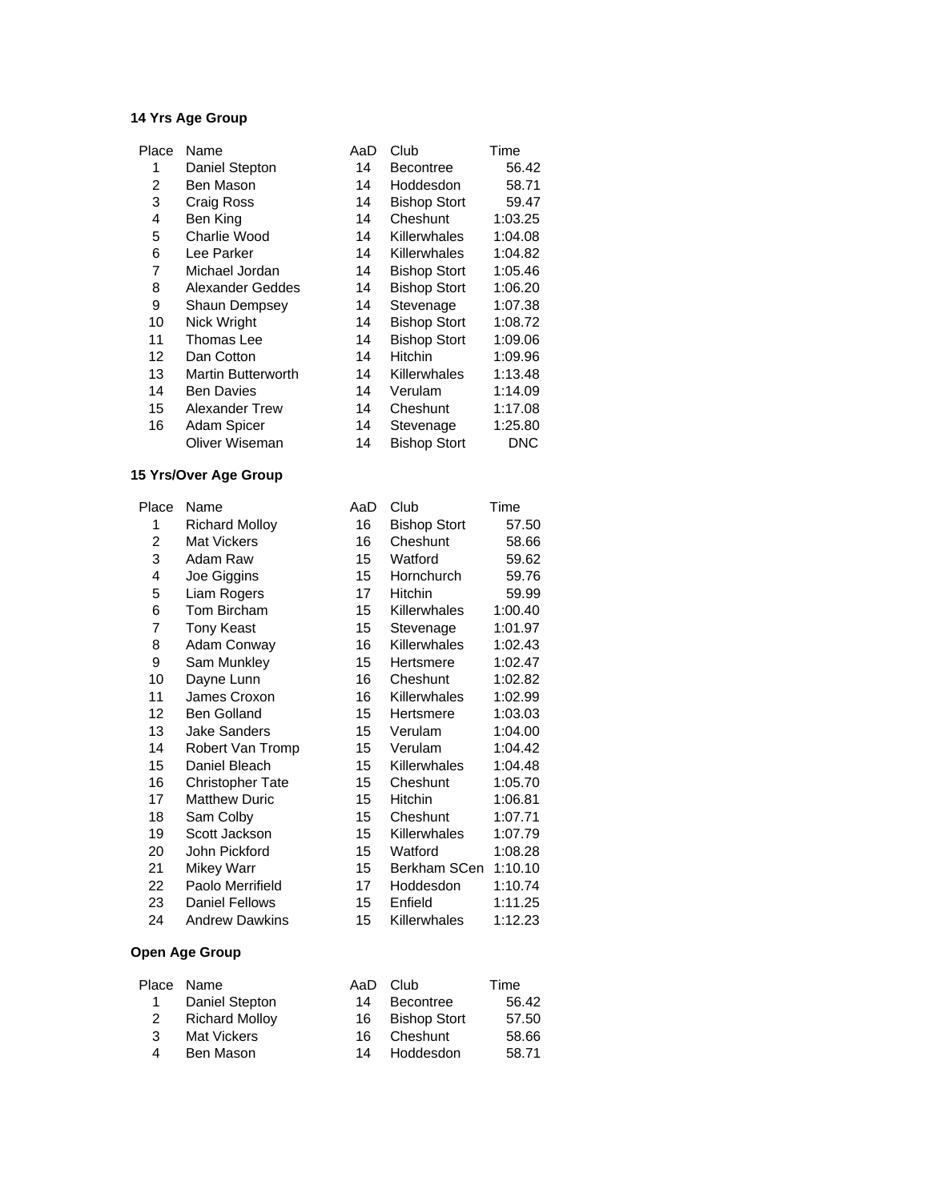**14 Yrs Age Group**

| Place | Name | AaD | Club | Time |
|---|---|---|---|---|
| 1 | Daniel Stepton | 14 | Becontree | 56.42 |
| 2 | Ben Mason | 14 | Hoddesdon | 58.71 |
| 3 | Craig Ross | 14 | Bishop Stort | 59.47 |
| 4 | Ben King | 14 | Cheshunt | 1:03.25 |
| 5 | Charlie Wood | 14 | Killerwhales | 1:04.08 |
| 6 | Lee Parker | 14 | Killerwhales | 1:04.82 |
| 7 | Michael Jordan | 14 | Bishop Stort | 1:05.46 |
| 8 | Alexander Geddes | 14 | Bishop Stort | 1:06.20 |
| 9 | Shaun Dempsey | 14 | Stevenage | 1:07.38 |
| 10 | Nick Wright | 14 | Bishop Stort | 1:08.72 |
| 11 | Thomas Lee | 14 | Bishop Stort | 1:09.06 |
| 12 | Dan Cotton | 14 | Hitchin | 1:09.96 |
| 13 | Martin Butterworth | 14 | Killerwhales | 1:13.48 |
| 14 | Ben Davies | 14 | Verulam | 1:14.09 |
| 15 | Alexander Trew | 14 | Cheshunt | 1:17.08 |
| 16 | Adam Spicer | 14 | Stevenage | 1:25.80 |
| | Oliver Wiseman | 14 | Bishop Stort | DNC |

**15 Yrs/Over Age Group**

| Place | Name | AaD | Club | Time |
|---|---|---|---|---|
| 1 | Richard Molloy | 16 | Bishop Stort | 57.50 |
| 2 | Mat Vickers | 16 | Cheshunt | 58.66 |
| 3 | Adam Raw | 15 | Watford | 59.62 |
| 4 | Joe Giggins | 15 | Hornchurch | 59.76 |
| 5 | Liam Rogers | 17 | Hitchin | 59.99 |
| 6 | Tom Bircham | 15 | Killerwhales | 1:00.40 |
| 7 | Tony Keast | 15 | Stevenage | 1:01.97 |
| 8 | Adam Conway | 16 | Killerwhales | 1:02.43 |
| 9 | Sam Munkley | 15 | Hertsmere | 1:02.47 |
| 10 | Dayne Lunn | 16 | Cheshunt | 1:02.82 |
| 11 | James Croxon | 16 | Killerwhales | 1:02.99 |
| 12 | Ben Golland | 15 | Hertsmere | 1:03.03 |
| 13 | Jake Sanders | 15 | Verulam | 1:04.00 |
| 14 | Robert Van Tromp | 15 | Verulam | 1:04.42 |
| 15 | Daniel Bleach | 15 | Killerwhales | 1:04.48 |
| 16 | Christopher Tate | 15 | Cheshunt | 1:05.70 |
| 17 | Matthew Duric | 15 | Hitchin | 1:06.81 |
| 18 | Sam Colby | 15 | Cheshunt | 1:07.71 |
| 19 | Scott Jackson | 15 | Killerwhales | 1:07.79 |
| 20 | John Pickford | 15 | Watford | 1:08.28 |
| 21 | Mikey Warr | 15 | Berkham SCen | 1:10.10 |
| 22 | Paolo Merrifield | 17 | Hoddesdon | 1:10.74 |
| 23 | Daniel Fellows | 15 | Enfield | 1:11.25 |
| 24 | Andrew Dawkins | 15 | Killerwhales | 1:12.23 |

**Open Age Group**

| Place | Name | AaD | Club | Time |
|---|---|---|---|---|
| 1 | Daniel Stepton | 14 | Becontree | 56.42 |
| 2 | Richard Molloy | 16 | Bishop Stort | 57.50 |
| 3 | Mat Vickers | 16 | Cheshunt | 58.66 |
| 4 | Ben Mason | 14 | Hoddesdon | 58.71 |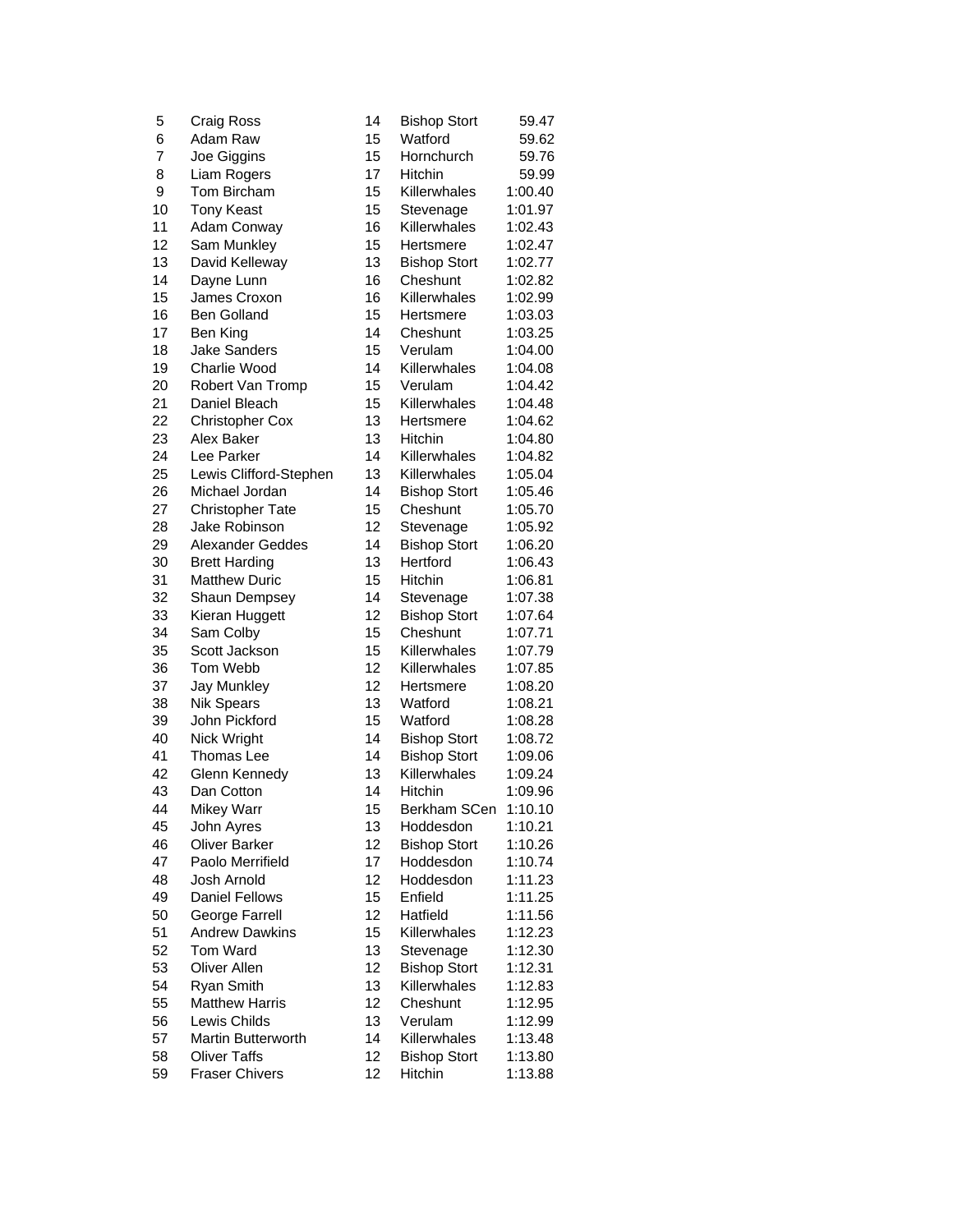| | | | | |
|---|---|---|---|---|
| 5 | Craig Ross | 14 | Bishop Stort | 59.47 |
| 6 | Adam Raw | 15 | Watford | 59.62 |
| 7 | Joe Giggins | 15 | Hornchurch | 59.76 |
| 8 | Liam Rogers | 17 | Hitchin | 59.99 |
| 9 | Tom Bircham | 15 | Killerwhales | 1:00.40 |
| 10 | Tony Keast | 15 | Stevenage | 1:01.97 |
| 11 | Adam Conway | 16 | Killerwhales | 1:02.43 |
| 12 | Sam Munkley | 15 | Hertsmere | 1:02.47 |
| 13 | David Kelleway | 13 | Bishop Stort | 1:02.77 |
| 14 | Dayne Lunn | 16 | Cheshunt | 1:02.82 |
| 15 | James Croxon | 16 | Killerwhales | 1:02.99 |
| 16 | Ben Golland | 15 | Hertsmere | 1:03.03 |
| 17 | Ben King | 14 | Cheshunt | 1:03.25 |
| 18 | Jake Sanders | 15 | Verulam | 1:04.00 |
| 19 | Charlie Wood | 14 | Killerwhales | 1:04.08 |
| 20 | Robert Van Tromp | 15 | Verulam | 1:04.42 |
| 21 | Daniel Bleach | 15 | Killerwhales | 1:04.48 |
| 22 | Christopher Cox | 13 | Hertsmere | 1:04.62 |
| 23 | Alex Baker | 13 | Hitchin | 1:04.80 |
| 24 | Lee Parker | 14 | Killerwhales | 1:04.82 |
| 25 | Lewis Clifford-Stephen | 13 | Killerwhales | 1:05.04 |
| 26 | Michael Jordan | 14 | Bishop Stort | 1:05.46 |
| 27 | Christopher Tate | 15 | Cheshunt | 1:05.70 |
| 28 | Jake Robinson | 12 | Stevenage | 1:05.92 |
| 29 | Alexander Geddes | 14 | Bishop Stort | 1:06.20 |
| 30 | Brett Harding | 13 | Hertford | 1:06.43 |
| 31 | Matthew Duric | 15 | Hitchin | 1:06.81 |
| 32 | Shaun Dempsey | 14 | Stevenage | 1:07.38 |
| 33 | Kieran Huggett | 12 | Bishop Stort | 1:07.64 |
| 34 | Sam Colby | 15 | Cheshunt | 1:07.71 |
| 35 | Scott Jackson | 15 | Killerwhales | 1:07.79 |
| 36 | Tom Webb | 12 | Killerwhales | 1:07.85 |
| 37 | Jay Munkley | 12 | Hertsmere | 1:08.20 |
| 38 | Nik Spears | 13 | Watford | 1:08.21 |
| 39 | John Pickford | 15 | Watford | 1:08.28 |
| 40 | Nick Wright | 14 | Bishop Stort | 1:08.72 |
| 41 | Thomas Lee | 14 | Bishop Stort | 1:09.06 |
| 42 | Glenn Kennedy | 13 | Killerwhales | 1:09.24 |
| 43 | Dan Cotton | 14 | Hitchin | 1:09.96 |
| 44 | Mikey Warr | 15 | Berkham SCen | 1:10.10 |
| 45 | John Ayres | 13 | Hoddesdon | 1:10.21 |
| 46 | Oliver Barker | 12 | Bishop Stort | 1:10.26 |
| 47 | Paolo Merrifield | 17 | Hoddesdon | 1:10.74 |
| 48 | Josh Arnold | 12 | Hoddesdon | 1:11.23 |
| 49 | Daniel Fellows | 15 | Enfield | 1:11.25 |
| 50 | George Farrell | 12 | Hatfield | 1:11.56 |
| 51 | Andrew Dawkins | 15 | Killerwhales | 1:12.23 |
| 52 | Tom Ward | 13 | Stevenage | 1:12.30 |
| 53 | Oliver Allen | 12 | Bishop Stort | 1:12.31 |
| 54 | Ryan Smith | 13 | Killerwhales | 1:12.83 |
| 55 | Matthew Harris | 12 | Cheshunt | 1:12.95 |
| 56 | Lewis Childs | 13 | Verulam | 1:12.99 |
| 57 | Martin Butterworth | 14 | Killerwhales | 1:13.48 |
| 58 | Oliver Taffs | 12 | Bishop Stort | 1:13.80 |
| 59 | Fraser Chivers | 12 | Hitchin | 1:13.88 |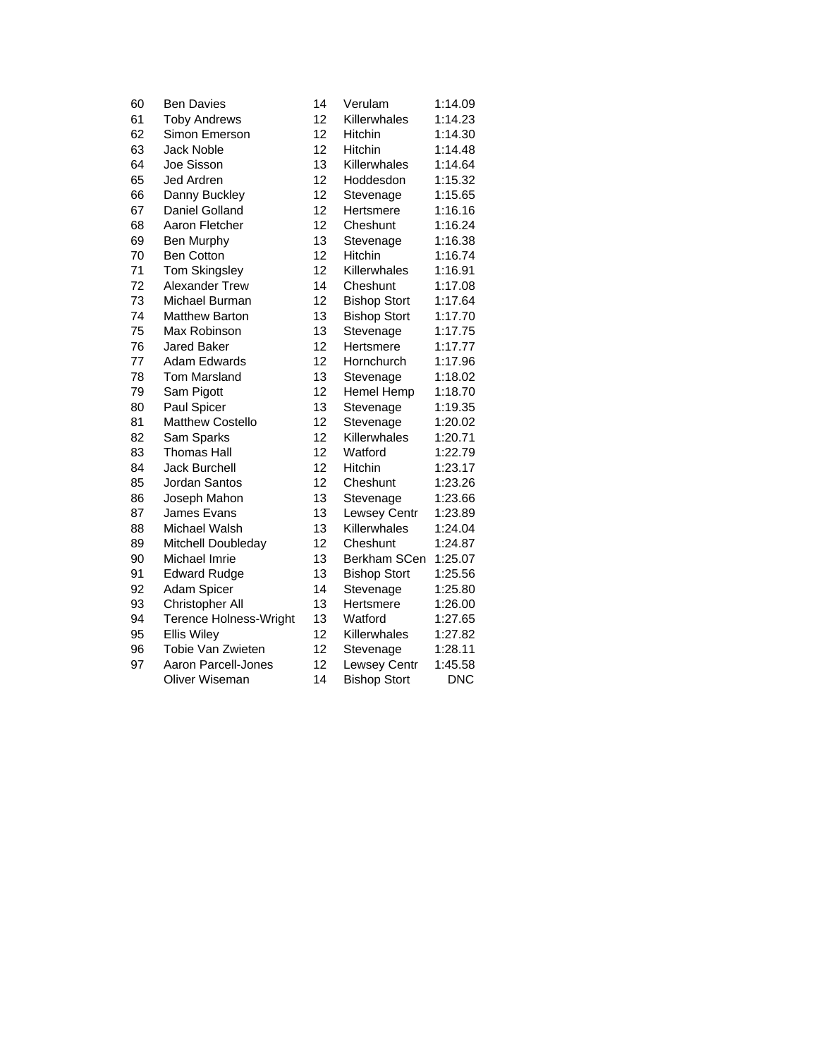| | | | | |
|---|---|---|---|---|
| 60 | Ben Davies | 14 | Verulam | 1:14.09 |
| 61 | Toby Andrews | 12 | Killerwhales | 1:14.23 |
| 62 | Simon Emerson | 12 | Hitchin | 1:14.30 |
| 63 | Jack Noble | 12 | Hitchin | 1:14.48 |
| 64 | Joe Sisson | 13 | Killerwhales | 1:14.64 |
| 65 | Jed Ardren | 12 | Hoddesdon | 1:15.32 |
| 66 | Danny Buckley | 12 | Stevenage | 1:15.65 |
| 67 | Daniel Golland | 12 | Hertsmere | 1:16.16 |
| 68 | Aaron Fletcher | 12 | Cheshunt | 1:16.24 |
| 69 | Ben Murphy | 13 | Stevenage | 1:16.38 |
| 70 | Ben Cotton | 12 | Hitchin | 1:16.74 |
| 71 | Tom Skingsley | 12 | Killerwhales | 1:16.91 |
| 72 | Alexander Trew | 14 | Cheshunt | 1:17.08 |
| 73 | Michael Burman | 12 | Bishop Stort | 1:17.64 |
| 74 | Matthew Barton | 13 | Bishop Stort | 1:17.70 |
| 75 | Max Robinson | 13 | Stevenage | 1:17.75 |
| 76 | Jared Baker | 12 | Hertsmere | 1:17.77 |
| 77 | Adam Edwards | 12 | Hornchurch | 1:17.96 |
| 78 | Tom Marsland | 13 | Stevenage | 1:18.02 |
| 79 | Sam Pigott | 12 | Hemel Hemp | 1:18.70 |
| 80 | Paul Spicer | 13 | Stevenage | 1:19.35 |
| 81 | Matthew Costello | 12 | Stevenage | 1:20.02 |
| 82 | Sam Sparks | 12 | Killerwhales | 1:20.71 |
| 83 | Thomas Hall | 12 | Watford | 1:22.79 |
| 84 | Jack Burchell | 12 | Hitchin | 1:23.17 |
| 85 | Jordan Santos | 12 | Cheshunt | 1:23.26 |
| 86 | Joseph Mahon | 13 | Stevenage | 1:23.66 |
| 87 | James Evans | 13 | Lewsey Centr | 1:23.89 |
| 88 | Michael Walsh | 13 | Killerwhales | 1:24.04 |
| 89 | Mitchell Doubleday | 12 | Cheshunt | 1:24.87 |
| 90 | Michael Imrie | 13 | Berkham SCen | 1:25.07 |
| 91 | Edward Rudge | 13 | Bishop Stort | 1:25.56 |
| 92 | Adam Spicer | 14 | Stevenage | 1:25.80 |
| 93 | Christopher All | 13 | Hertsmere | 1:26.00 |
| 94 | Terence Holness-Wright | 13 | Watford | 1:27.65 |
| 95 | Ellis Wiley | 12 | Killerwhales | 1:27.82 |
| 96 | Tobie Van Zwieten | 12 | Stevenage | 1:28.11 |
| 97 | Aaron Parcell-Jones | 12 | Lewsey Centr | 1:45.58 |
| | Oliver Wiseman | 14 | Bishop Stort | DNC |